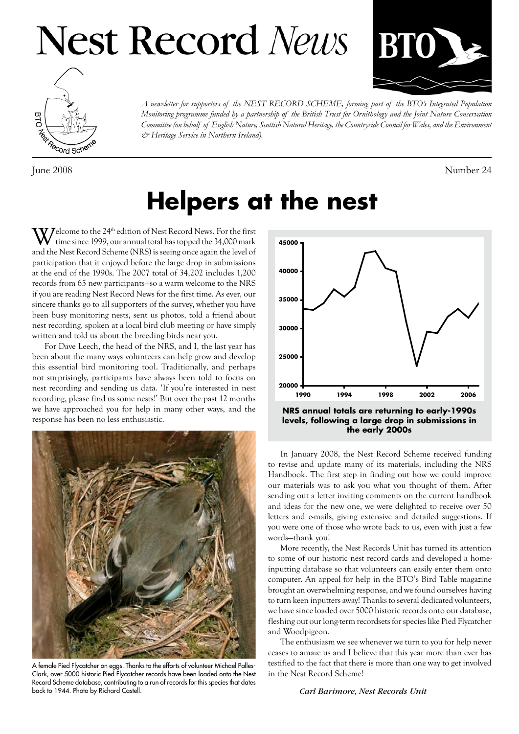# Nest Record *News*

*A newsletter for supporters of the NEST RECORD SCHEME, forming part of the BTO's Integrated Population Monitoring programme funded by a partnership of the British Trust for Ornithology and the Joint Nature Conservation Committee (on behalf of English Nature, Scottish Natural Heritage, the Countryside Council for Wales, and the Environment & Heritage Service in Northern Ireland).*

June 2008 — Number 24

## Helpers at the nest

Welcome to the 24th edition of Nest Record News. For the first time since 1999, our annual total has topped the 34,000 mark and the Nest Record Scheme (NRS) is seeing once again the level of participation that it enjoyed before the large drop in submissions at the end of the 1990s. The 2007 total of 34,202 includes 1,200 records from 65 new participants—so a warm welcome to the NRS if you are reading Nest Record News for the first time. As ever, our sincere thanks go to all supporters of the survey, whether you have been busy monitoring nests, sent us photos, told a friend about nest recording, spoken at a local bird club meeting or have simply written and told us about the breeding birds near you.

For Dave Leech, the head of the NRS, and I, the last year has been about the many ways volunteers can help grow and develop this essential bird monitoring tool. Traditionally, and perhaps not surprisingly, participants have always been told to focus on nest recording and sending us data. 'If you're interested in nest recording, please find us some nests!' But over the past 12 months we have approached you for help in many other ways, and the response has been no less enthusiastic.

A female Pied Flycatcher on eggs. Thanks to the efforts of volunteer Michael Palles-Clark, over 5000 historic Pied Flycatcher records have been loaded onto the Nest Record Scheme database, contributing to a run of records for this species that dates back to 1944. Photo by Richard Castell.

**NRS annual totals are returning to early-1990s levels, following a large drop in submissions in the early 2000s**

In January 2008, the Nest Record Scheme received funding to revise and update many of its materials, including the NRS Handbook. The first step in finding out how we could improve our materials was to ask you what you thought of them. After sending out a letter inviting comments on the current handbook and ideas for the new one, we were delighted to receive over 50 letters and e-mails, giving extensive and detailed suggestions. If you were one of those who wrote back to us, even with just a few words—thank you!

More recently, the Nest Records Unit has turned its attention to some of our historic nest record cards and developed a home-inputting database so that volunteers can easily enter them onto computer. An appeal for help in the BTO's Bird Table magazine brought an overwhelming response, and we found ourselves having to turn keen inputters away! Thanks to several dedicated volunteers, we have since loaded over 5000 historic records onto our database, fleshing out our long-term recordsets for species like Pied Flycatcher and Woodpigeon.

The enthusiasm we see whenever we turn to you for help never ceases to amaze us and I believe that this year more than ever has testified to the fact that there is more than one way to get involved in the Nest Record Scheme!

*Carl Barimore, Nest Records Unit*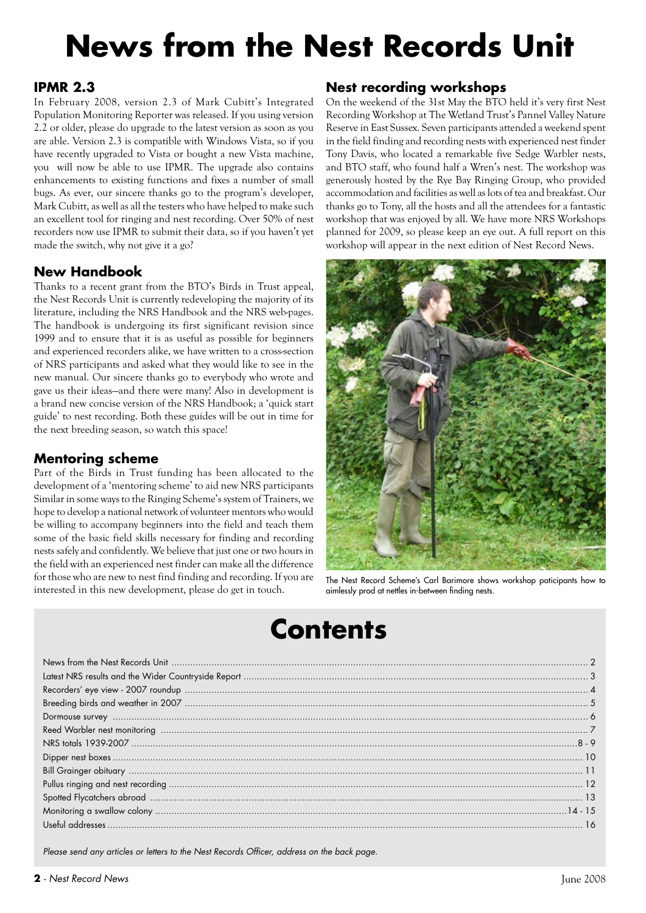# News from the Nest Records Unit

## IPMR 2.3

In February 2008, version 2.3 of Mark Cubitt's Integrated Population Monitoring Reporter was released. If you using version 2.2 or older, please do upgrade to the latest version as soon as you are able. Version 2.3 is compatible with Windows Vista, so if you have recently upgraded to Vista or bought a new Vista machine, you will now be able to use IPMR. The upgrade also contains enhancements to existing functions and fixes a number of small bugs. As ever, our sincere thanks go to the program's developer, Mark Cubitt, as well as all the testers who have helped to make such an excellent tool for ringing and nest recording. Over 50% of nest recorders now use IPMR to submit their data, so if you haven't yet made the switch, why not give it a go?

## New Handbook

Thanks to a recent grant from the BTO's Birds in Trust appeal, the Nest Records Unit is currently redeveloping the majority of its literature, including the NRS Handbook and the NRS web-pages. The handbook is undergoing its first significant revision since 1999 and to ensure that it is as useful as possible for beginners and experienced recorders alike, we have written to a cross-section of NRS participants and asked what they would like to see in the new manual. Our sincere thanks go to everybody who wrote and gave us their ideas—and there were many! Also in development is a brand new concise version of the NRS Handbook; a 'quick start guide' to nest recording. Both these guides will be out in time for the next breeding season, so watch this space!

## Mentoring scheme

Part of the Birds in Trust funding has been allocated to the development of a 'mentoring scheme' to aid new NRS participants Similar in some ways to the Ringing Scheme's system of Trainers, we hope to develop a national network of volunteer mentors who would be willing to accompany beginners into the field and teach them some of the basic field skills necessary for finding and recording nests safely and confidently. We believe that just one or two hours in the field with an experienced nest finder can make all the difference for those who are new to nest find finding and recording. If you are interested in this new development, please do get in touch.

## Nest recording workshops

On the weekend of the 31st May the BTO held it's very first Nest Recording Workshop at The Wetland Trust's Pannel Valley Nature Reserve in East Sussex. Seven participants attended a weekend spent in the field finding and recording nests with experienced nest finder Tony Davis, who located a remarkable five Sedge Warbler nests, and BTO staff, who found half a Wren's nest. The workshop was generously hosted by the Rye Bay Ringing Group, who provided accommodation and facilities as well as lots of tea and breakfast. Our thanks go to Tony, all the hosts and all the attendees for a fantastic workshop that was enjoyed by all. We have more NRS Workshops planned for 2009, so please keep an eye out. A full report on this workshop will appear in the next edition of Nest Record News.

The Nest Record Scheme's Carl Barimore shows workshop paticipants how to aimlessly prod at nettles in-between finding nests.

# Contents

| | |
|---|---|
| News from the Nest Records Unit | 2 |
| Latest NRS results and the Wider Countryside Report | 3 |
| Recorders' eye view - 2007 roundup | 4 |
| Breeding birds and weather in 2007 | 5 |
| Dormouse survey | 6 |
| Reed Warbler nest monitoring | 7 |
| NRS totals 1939-2007 | 8 - 9 |
| Dipper nest boxes | 10 |
| Bill Grainger obituary | 11 |
| Pullus ringing and nest recording | 12 |
| Spotted Flycatchers abroad | 13 |
| Monitoring a swallow colony | 14 - 15 |
| Useful addresses | 16 |

*Please send any articles or letters to the Nest Records Officer, address on the back page.*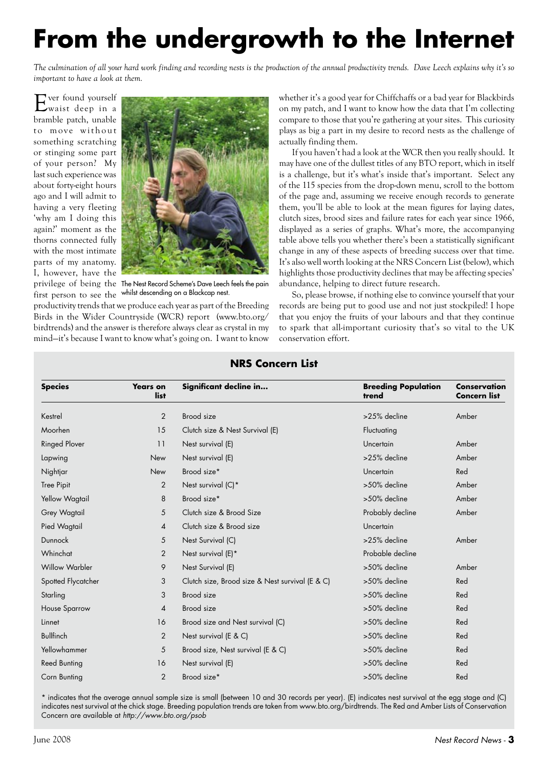# From the undergrowth to the Internet

*The culmination of all your hard work finding and recording nests is the production of the annual productivity trends. Dave Leech explains why it's so important to have a look at them.*

Ever found yourself waist deep in a bramble patch, unable to move without something scratching or stinging some part of your person? My last such experience was about forty-eight hours ago and I will admit to having a very fleeting 'why am I doing this again?' moment as the thorns connected fully with the most intimate parts of my anatomy. I, however, have the privilege of being the first person to see the productivity trends that we produce each year as part of the Breeding Birds in the Wider Countryside (WCR) report (www.bto.org/birdtrends) and the answer is therefore always clear as crystal in my mind—it's because I want to know what's going on. I want to know whether it's a good year for Chiffchaffs or a bad year for Blackbirds on my patch, and I want to know how the data that I'm collecting compare to those that you're gathering at your sites. This curiosity plays as big a part in my desire to record nests as the challenge of actually finding them.

The Nest Record Scheme's Dave Leech feels the pain whilst descending on a Blackcap nest.

If you haven't had a look at the WCR then you really should. It may have one of the dullest titles of any BTO report, which in itself is a challenge, but it's what's inside that's important. Select any of the 115 species from the drop-down menu, scroll to the bottom of the page and, assuming we receive enough records to generate them, you'll be able to look at the mean figures for laying dates, clutch sizes, brood sizes and failure rates for each year since 1966, displayed as a series of graphs. What's more, the accompanying table above tells you whether there's been a statistically significant change in any of these aspects of breeding success over that time. It's also well worth looking at the NRS Concern List (below), which highlights those productivity declines that may be affecting species' abundance, helping to direct future research.

So, please browse, if nothing else to convince yourself that your records are being put to good use and not just stockpiled! I hope that you enjoy the fruits of your labours and that they continue to spark that all-important curiosity that's so vital to the UK conservation effort.

## NRS Concern List

| Species | Years on list | Significant decline in... | Breeding Population trend | Conservation Concern list |
|---|---|---|---|---|
| Kestrel | 2 | Brood size | >25% decline | Amber |
| Moorhen | 15 | Clutch size & Nest Survival (E) | Fluctuating | |
| Ringed Plover | 11 | Nest survival (E) | Uncertain | Amber |
| Lapwing | New | Nest survival (E) | >25% decline | Amber |
| Nightjar | New | Brood size* | Uncertain | Red |
| Tree Pipit | 2 | Nest survival (C)* | >50% decline | Amber |
| Yellow Wagtail | 8 | Brood size* | >50% decline | Amber |
| Grey Wagtail | 5 | Clutch size & Brood Size | Probably decline | Amber |
| Pied Wagtail | 4 | Clutch size & Brood size | Uncertain | |
| Dunnock | 5 | Nest Survival (C) | >25% decline | Amber |
| Whinchat | 2 | Nest survival (E)* | Probable decline | |
| Willow Warbler | 9 | Nest Survival (E) | >50% decline | Amber |
| Spotted Flycatcher | 3 | Clutch size, Brood size & Nest survival (E & C) | >50% decline | Red |
| Starling | 3 | Brood size | >50% decline | Red |
| House Sparrow | 4 | Brood size | >50% decline | Red |
| Linnet | 16 | Brood size and Nest survival (C) | >50% decline | Red |
| Bullfinch | 2 | Nest survival (E & C) | >50% decline | Red |
| Yellowhammer | 5 | Brood size, Nest survival (E & C) | >50% decline | Red |
| Reed Bunting | 16 | Nest survival (E) | >50% decline | Red |
| Corn Bunting | 2 | Brood size* | >50% decline | Red |

* indicates that the average annual sample size is small (between 10 and 30 records per year). (E) indicates nest survival at the egg stage and (C) indicates nest survival at the chick stage. Breeding population trends are taken from www.bto.org/birdtrends. The Red and Amber Lists of Conservation Concern are available at *http://www.bto.org/psob*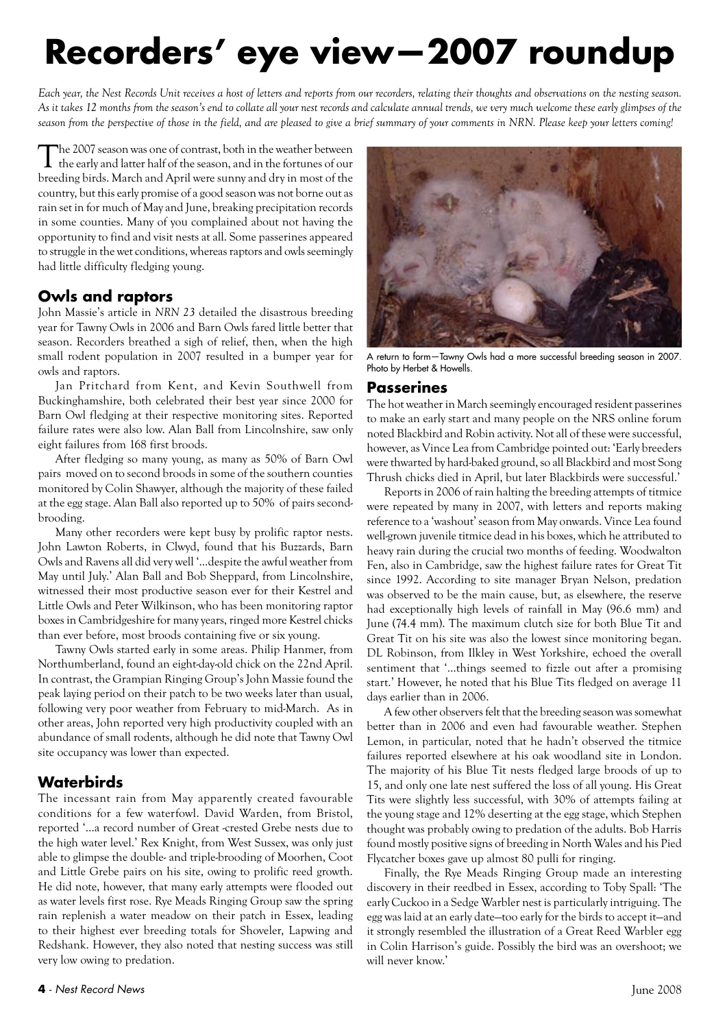# Recorders' eye view—2007 roundup

*Each year, the Nest Records Unit receives a host of letters and reports from our recorders, relating their thoughts and observations on the nesting season. As it takes 12 months from the season's end to collate all your nest records and calculate annual trends, we very much welcome these early glimpses of the season from the perspective of those in the field, and are pleased to give a brief summary of your comments in NRN. Please keep your letters coming!*

The 2007 season was one of contrast, both in the weather between the early and latter half of the season, and in the fortunes of our breeding birds. March and April were sunny and dry in most of the country, but this early promise of a good season was not borne out as rain set in for much of May and June, breaking precipitation records in some counties. Many of you complained about not having the opportunity to find and visit nests at all. Some passerines appeared to struggle in the wet conditions, whereas raptors and owls seemingly had little difficulty fledging young.

## Owls and raptors

John Massie's article in *NRN 23* detailed the disastrous breeding year for Tawny Owls in 2006 and Barn Owls fared little better that season. Recorders breathed a sigh of relief, then, when the high small rodent population in 2007 resulted in a bumper year for owls and raptors.

Jan Pritchard from Kent, and Kevin Southwell from Buckinghamshire, both celebrated their best year since 2000 for Barn Owl fledging at their respective monitoring sites. Reported failure rates were also low. Alan Ball from Lincolnshire, saw only eight failures from 168 first broods.

After fledging so many young, as many as 50% of Barn Owl pairs moved on to second broods in some of the southern counties monitored by Colin Shawyer, although the majority of these failed at the egg stage. Alan Ball also reported up to 50% of pairs second-brooding.

Many other recorders were kept busy by prolific raptor nests. John Lawton Roberts, in Clwyd, found that his Buzzards, Barn Owls and Ravens all did very well '...despite the awful weather from May until July.' Alan Ball and Bob Sheppard, from Lincolnshire, witnessed their most productive season ever for their Kestrel and Little Owls and Peter Wilkinson, who has been monitoring raptor boxes in Cambridgeshire for many years, ringed more Kestrel chicks than ever before, most broods containing five or six young.

Tawny Owls started early in some areas. Philip Hanmer, from Northumberland, found an eight-day-old chick on the 22nd April. In contrast, the Grampian Ringing Group's John Massie found the peak laying period on their patch to be two weeks later than usual, following very poor weather from February to mid-March. As in other areas, John reported very high productivity coupled with an abundance of small rodents, although he did note that Tawny Owl site occupancy was lower than expected.

## Waterbirds

The incessant rain from May apparently created favourable conditions for a few waterfowl. David Warden, from Bristol, reported '...a record number of Great -crested Grebe nests due to the high water level.' Rex Knight, from West Sussex, was only just able to glimpse the double- and triple-brooding of Moorhen, Coot and Little Grebe pairs on his site, owing to prolific reed growth. He did note, however, that many early attempts were flooded out as water levels first rose. Rye Meads Ringing Group saw the spring rain replenish a water meadow on their patch in Essex, leading to their highest ever breeding totals for Shoveler, Lapwing and Redshank. However, they also noted that nesting success was still very low owing to predation.

A return to form—Tawny Owls had a more successful breeding season in 2007. Photo by Herbet & Howells.

## Passerines

The hot weather in March seemingly encouraged resident passerines to make an early start and many people on the NRS online forum noted Blackbird and Robin activity. Not all of these were successful, however, as Vince Lea from Cambridge pointed out: 'Early breeders were thwarted by hard-baked ground, so all Blackbird and most Song Thrush chicks died in April, but later Blackbirds were successful.'

Reports in 2006 of rain halting the breeding attempts of titmice were repeated by many in 2007, with letters and reports making reference to a 'washout' season from May onwards. Vince Lea found well-grown juvenile titmice dead in his boxes, which he attributed to heavy rain during the crucial two months of feeding. Woodwalton Fen, also in Cambridge, saw the highest failure rates for Great Tit since 1992. According to site manager Bryan Nelson, predation was observed to be the main cause, but, as elsewhere, the reserve had exceptionally high levels of rainfall in May (96.6 mm) and June (74.4 mm). The maximum clutch size for both Blue Tit and Great Tit on his site was also the lowest since monitoring began. DL Robinson, from Ilkley in West Yorkshire, echoed the overall sentiment that '...things seemed to fizzle out after a promising start.' However, he noted that his Blue Tits fledged on average 11 days earlier than in 2006.

A few other observers felt that the breeding season was somewhat better than in 2006 and even had favourable weather. Stephen Lemon, in particular, noted that he hadn't observed the titmice failures reported elsewhere at his oak woodland site in London. The majority of his Blue Tit nests fledged large broods of up to 15, and only one late nest suffered the loss of all young. His Great Tits were slightly less successful, with 30% of attempts failing at the young stage and 12% deserting at the egg stage, which Stephen thought was probably owing to predation of the adults. Bob Harris found mostly positive signs of breeding in North Wales and his Pied Flycatcher boxes gave up almost 80 pulli for ringing.

Finally, the Rye Meads Ringing Group made an interesting discovery in their reedbed in Essex, according to Toby Spall: 'The early Cuckoo in a Sedge Warbler nest is particularly intriguing. The egg was laid at an early date—too early for the birds to accept it—and it strongly resembled the illustration of a Great Reed Warbler egg in Colin Harrison's guide. Possibly the bird was an overshoot; we will never know.'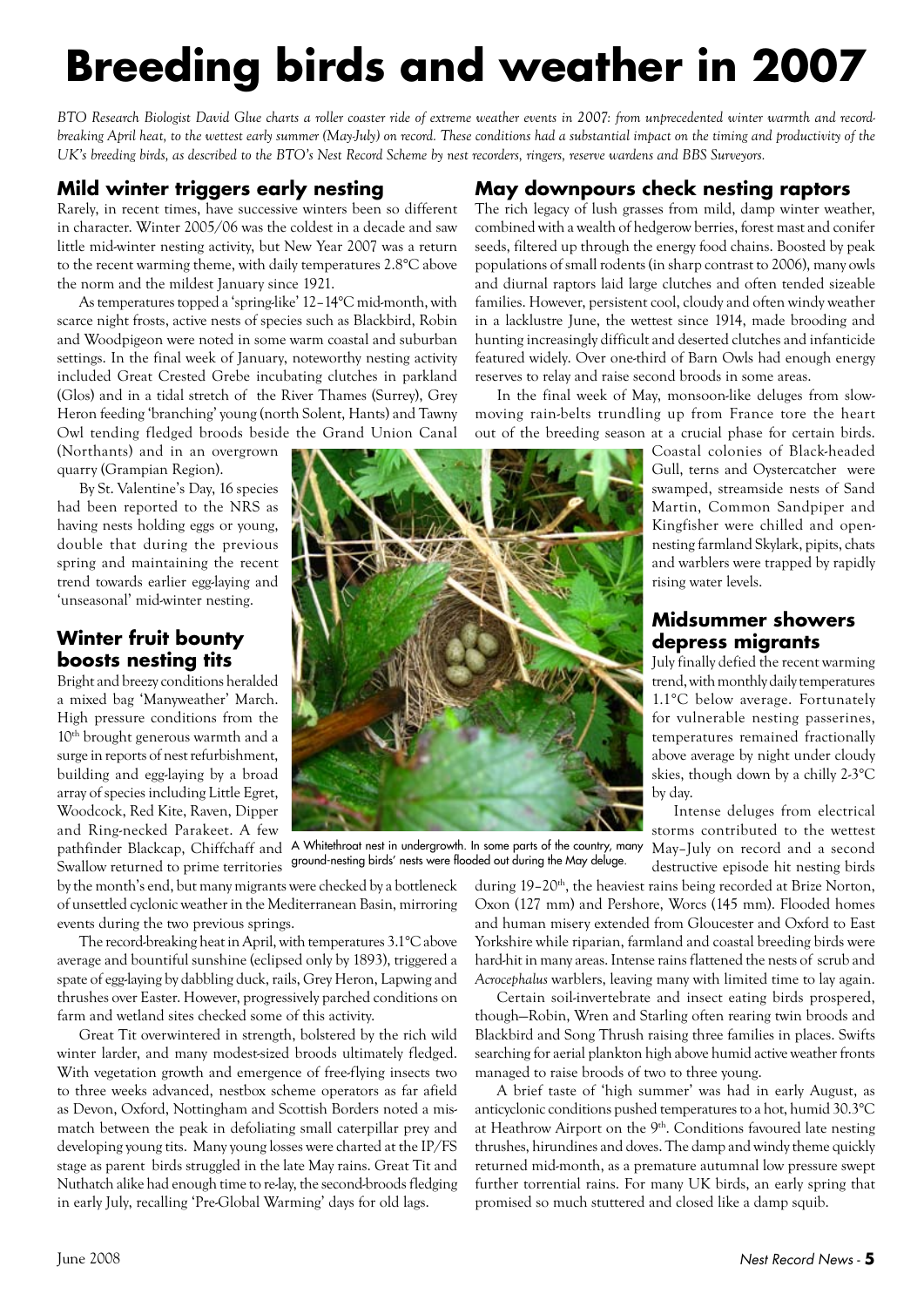# Breeding birds and weather in 2007

*BTO Research Biologist David Glue charts a roller coaster ride of extreme weather events in 2007: from unprecedented winter warmth and record-breaking April heat, to the wettest early summer (May-July) on record. These conditions had a substantial impact on the timing and productivity of the UK's breeding birds, as described to the BTO's Nest Record Scheme by nest recorders, ringers, reserve wardens and BBS Surveyors.*

## Mild winter triggers early nesting

Rarely, in recent times, have successive winters been so different in character. Winter 2005/06 was the coldest in a decade and saw little mid-winter nesting activity, but New Year 2007 was a return to the recent warming theme, with daily temperatures 2.8°C above the norm and the mildest January since 1921.

As temperatures topped a 'spring-like' 12–14°C mid-month, with scarce night frosts, active nests of species such as Blackbird, Robin and Woodpigeon were noted in some warm coastal and suburban settings. In the final week of January, noteworthy nesting activity included Great Crested Grebe incubating clutches in parkland (Glos) and in a tidal stretch of the River Thames (Surrey), Grey Heron feeding 'branching' young (north Solent, Hants) and Tawny Owl tending fledged broods beside the Grand Union Canal (Northants) and in an overgrown quarry (Grampian Region).

By St. Valentine's Day, 16 species had been reported to the NRS as having nests holding eggs or young, double that during the previous spring and maintaining the recent trend towards earlier egg-laying and 'unseasonal' mid-winter nesting.

## Winter fruit bounty boosts nesting tits

Bright and breezy conditions heralded a mixed bag 'Manyweather' March. High pressure conditions from the 10th brought generous warmth and a surge in reports of nest refurbishment, building and egg-laying by a broad array of species including Little Egret, Woodcock, Red Kite, Raven, Dipper and Ring-necked Parakeet. A few pathfinder Blackcap, Chiffchaff and Swallow returned to prime territories by the month's end, but many migrants were checked by a bottleneck of unsettled cyclonic weather in the Mediterranean Basin, mirroring events during the two previous springs.

The record-breaking heat in April, with temperatures 3.1°C above average and bountiful sunshine (eclipsed only by 1893), triggered a spate of egg-laying by dabbling duck, rails, Grey Heron, Lapwing and thrushes over Easter. However, progressively parched conditions on farm and wetland sites checked some of this activity.

Great Tit overwintered in strength, bolstered by the rich wild winter larder, and many modest-sized broods ultimately fledged. With vegetation growth and emergence of free-flying insects two to three weeks advanced, nestbox scheme operators as far afield as Devon, Oxford, Nottingham and Scottish Borders noted a mismatch between the peak in defoliating small caterpillar prey and developing young tits. Many young losses were charted at the IP/FS stage as parent birds struggled in the late May rains. Great Tit and Nuthatch alike had enough time to re-lay, the second-broods fledging in early July, recalling 'Pre-Global Warming' days for old lags.

## May downpours check nesting raptors

The rich legacy of lush grasses from mild, damp winter weather, combined with a wealth of hedgerow berries, forest mast and conifer seeds, filtered up through the energy food chains. Boosted by peak populations of small rodents (in sharp contrast to 2006), many owls and diurnal raptors laid large clutches and often tended sizeable families. However, persistent cool, cloudy and often windy weather in a lacklustre June, the wettest since 1914, made brooding and hunting increasingly difficult and deserted clutches and infanticide featured widely. Over one-third of Barn Owls had enough energy reserves to relay and raise second broods in some areas.

In the final week of May, monsoon-like deluges from slow-moving rain-belts trundling up from France tore the heart out of the breeding season at a crucial phase for certain birds. Coastal colonies of Black-headed Gull, terns and Oystercatcher were swamped, streamside nests of Sand Martin, Common Sandpiper and Kingfisher were chilled and open-nesting farmland Skylark, pipits, chats and warblers were trapped by rapidly rising water levels.

A Whitethroat nest in undergrowth. In some parts of the country, many ground-nesting birds' nests were flooded out during the May deluge.

## Midsummer showers depress migrants

July finally defied the recent warming trend, with monthly daily temperatures 1.1°C below average. Fortunately for vulnerable nesting passerines, temperatures remained fractionally above average by night under cloudy skies, though down by a chilly 2-3°C by day.

Intense deluges from electrical storms contributed to the wettest May–July on record and a second destructive episode hit nesting birds during 19–20th, the heaviest rains being recorded at Brize Norton, Oxon (127 mm) and Pershore, Worcs (145 mm). Flooded homes and human misery extended from Gloucester and Oxford to East Yorkshire while riparian, farmland and coastal breeding birds were hard-hit in many areas. Intense rains flattened the nests of scrub and *Acrocephalus* warblers, leaving many with limited time to lay again.

Certain soil-invertebrate and insect eating birds prospered, though—Robin, Wren and Starling often rearing twin broods and Blackbird and Song Thrush raising three families in places. Swifts searching for aerial plankton high above humid active weather fronts managed to raise broods of two to three young.

A brief taste of 'high summer' was had in early August, as anticyclonic conditions pushed temperatures to a hot, humid 30.3°C at Heathrow Airport on the 9th. Conditions favoured late nesting thrushes, hirundines and doves. The damp and windy theme quickly returned mid-month, as a premature autumnal low pressure swept further torrential rains. For many UK birds, an early spring that promised so much stuttered and closed like a damp squib.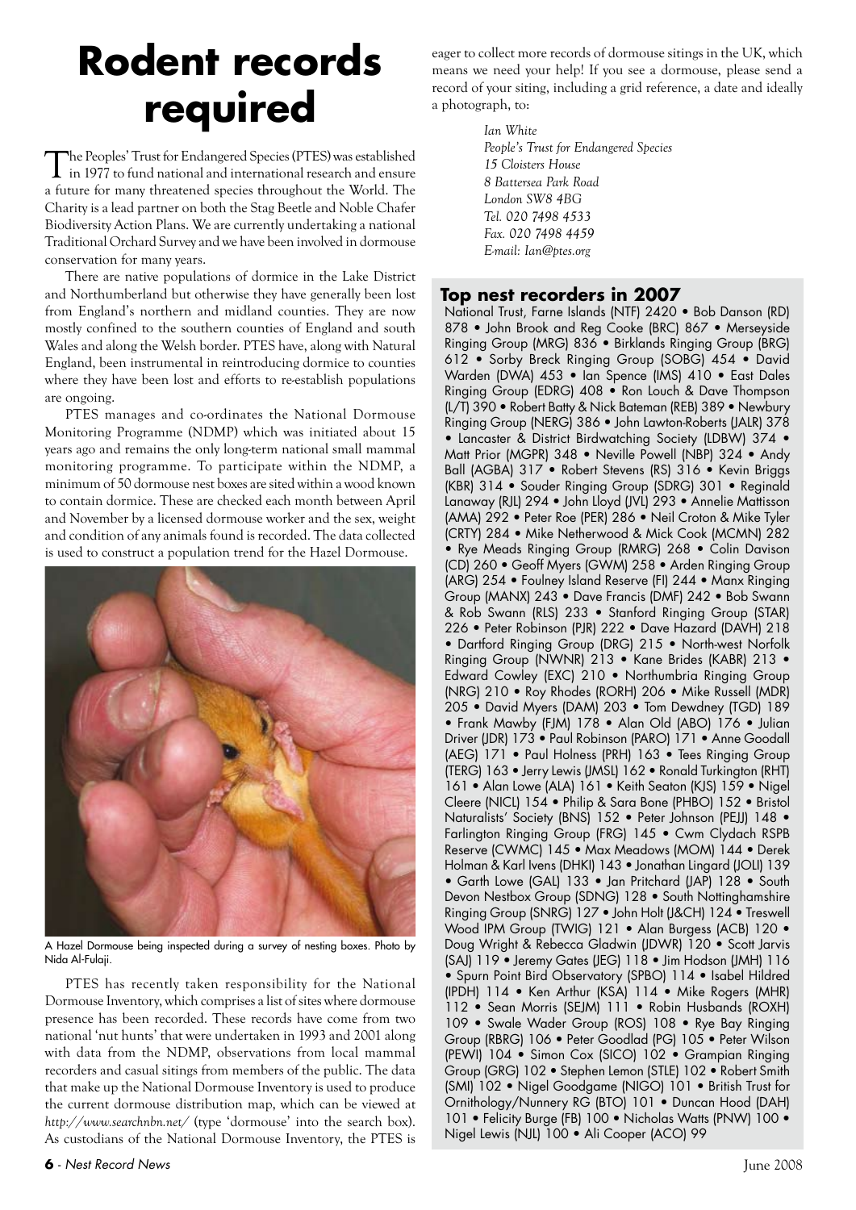# Rodent records required

The Peoples' Trust for Endangered Species (PTES) was established in 1977 to fund national and international research and ensure a future for many threatened species throughout the World. The Charity is a lead partner on both the Stag Beetle and Noble Chafer Biodiversity Action Plans. We are currently undertaking a national Traditional Orchard Survey and we have been involved in dormouse conservation for many years.

There are native populations of dormice in the Lake District and Northumberland but otherwise they have generally been lost from England's northern and midland counties. They are now mostly confined to the southern counties of England and south Wales and along the Welsh border. PTES have, along with Natural England, been instrumental in reintroducing dormice to counties where they have been lost and efforts to re-establish populations are ongoing.

PTES manages and co-ordinates the National Dormouse Monitoring Programme (NDMP) which was initiated about 15 years ago and remains the only long-term national small mammal monitoring programme. To participate within the NDMP, a minimum of 50 dormouse nest boxes are sited within a wood known to contain dormice. These are checked each month between April and November by a licensed dormouse worker and the sex, weight and condition of any animals found is recorded. The data collected is used to construct a population trend for the Hazel Dormouse.

A Hazel Dormouse being inspected during a survey of nesting boxes. Photo by Nida Al-Fulaji.

PTES has recently taken responsibility for the National Dormouse Inventory, which comprises a list of sites where dormouse presence has been recorded. These records have come from two national 'nut hunts' that were undertaken in 1993 and 2001 along with data from the NDMP, observations from local mammal recorders and casual sitings from members of the public. The data that make up the National Dormouse Inventory is used to produce the current dormouse distribution map, which can be viewed at *http://www.searchnbn.net/* (type 'dormouse' into the search box). As custodians of the National Dormouse Inventory, the PTES is eager to collect more records of dormouse sitings in the UK, which means we need your help! If you see a dormouse, please send a record of your siting, including a grid reference, a date and ideally a photograph, to:

*Ian White*
*People's Trust for Endangered Species*
*15 Cloisters House*
*8 Battersea Park Road*
*London SW8 4BG*
*Tel. 020 7498 4533*
*Fax. 020 7498 4459*
*E-mail: Ian@ptes.org*

## Top nest recorders in 2007

National Trust, Farne Islands (NTF) 2420 • Bob Danson (RD) 878 • John Brook and Reg Cooke (BRC) 867 • Merseyside Ringing Group (MRG) 836 • Birklands Ringing Group (BRG) 612 • Sorby Breck Ringing Group (SOBG) 454 • David Warden (DWA) 453 • Ian Spence (IMS) 410 • East Dales Ringing Group (EDRG) 408 • Ron Louch & Dave Thompson (L/T) 390 • Robert Batty & Nick Bateman (REB) 389 • Newbury Ringing Group (NERG) 386 • John Lawton-Roberts (JALR) 378 • Lancaster & District Birdwatching Society (LDBW) 374 • Matt Prior (MGPR) 348 • Neville Powell (NBP) 324 • Andy Ball (AGBA) 317 • Robert Stevens (RS) 316 • Kevin Briggs (KBR) 314 • Souder Ringing Group (SDRG) 301 • Reginald Lanaway (RJL) 294 • John Lloyd (JVL) 293 • Annelie Mattisson (AMA) 292 • Peter Roe (PER) 286 • Neil Croton & Mike Tyler (CRTY) 284 • Mike Netherwood & Mick Cook (MCMN) 282 • Rye Meads Ringing Group (RMRG) 268 • Colin Davison (CD) 260 • Geoff Myers (GWM) 258 • Arden Ringing Group (ARG) 254 • Foulney Island Reserve (FI) 244 • Manx Ringing Group (MANX) 243 • Dave Francis (DMF) 242 • Bob Swann & Rob Swann (RLS) 233 • Stanford Ringing Group (STAR) 226 • Peter Robinson (PJR) 222 • Dave Hazard (DAVH) 218 • Dartford Ringing Group (DRG) 215 • North-west Norfolk Ringing Group (NWNR) 213 • Kane Brides (KABR) 213 • Edward Cowley (EXC) 210 • Northumbria Ringing Group (NRG) 210 • Roy Rhodes (RORH) 206 • Mike Russell (MDR) 205 • David Myers (DAM) 203 • Tom Dewdney (TGD) 189 • Frank Mawby (FJM) 178 • Alan Old (ABO) 176 • Julian Driver (JDR) 173 • Paul Robinson (PARO) 171 • Anne Goodall (AEG) 171 • Paul Holness (PRH) 163 • Tees Ringing Group (TERG) 163 • Jerry Lewis (JMSL) 162 • Ronald Turkington (RHT) 161 • Alan Lowe (ALA) 161 • Keith Seaton (KJS) 159 • Nigel Cleere (NICL) 154 • Philip & Sara Bone (PHBO) 152 • Bristol Naturalists' Society (BNS) 152 • Peter Johnson (PEJJ) 148 • Farlington Ringing Group (FRG) 145 • Cwm Clydach RSPB Reserve (CWMC) 145 • Max Meadows (MOM) 144 • Derek Holman & Karl Ivens (DHKI) 143 • Jonathan Lingard (JOLI) 139 • Garth Lowe (GAL) 133 • Jan Pritchard (JAP) 128 • South Devon Nestbox Group (SDNG) 128 • South Nottinghamshire Ringing Group (SNRG) 127 • John Holt (J&CH) 124 • Treswell Wood IPM Group (TWIG) 121 • Alan Burgess (ACB) 120 • Doug Wright & Rebecca Gladwin (JDWR) 120 • Scott Jarvis (SAJ) 119 • Jeremy Gates (JEG) 118 • Jim Hodson (JMH) 116 • Spurn Point Bird Observatory (SPBO) 114 • Isabel Hildred (IPDH) 114 • Ken Arthur (KSA) 114 • Mike Rogers (MHR) 112 • Sean Morris (SEJM) 111 • Robin Husbands (ROXH) 109 • Swale Wader Group (ROS) 108 • Rye Bay Ringing Group (RBRG) 106 • Peter Goodlad (PG) 105 • Peter Wilson (PEWI) 104 • Simon Cox (SICO) 102 • Grampian Ringing Group (GRG) 102 • Stephen Lemon (STLE) 102 • Robert Smith (SMI) 102 • Nigel Goodgame (NIGO) 101 • British Trust for Ornithology/Nunnery RG (BTO) 101 • Duncan Hood (DAH) 101 • Felicity Burge (FB) 100 • Nicholas Watts (PNW) 100 • Nigel Lewis (NJL) 100 • Ali Cooper (ACO) 99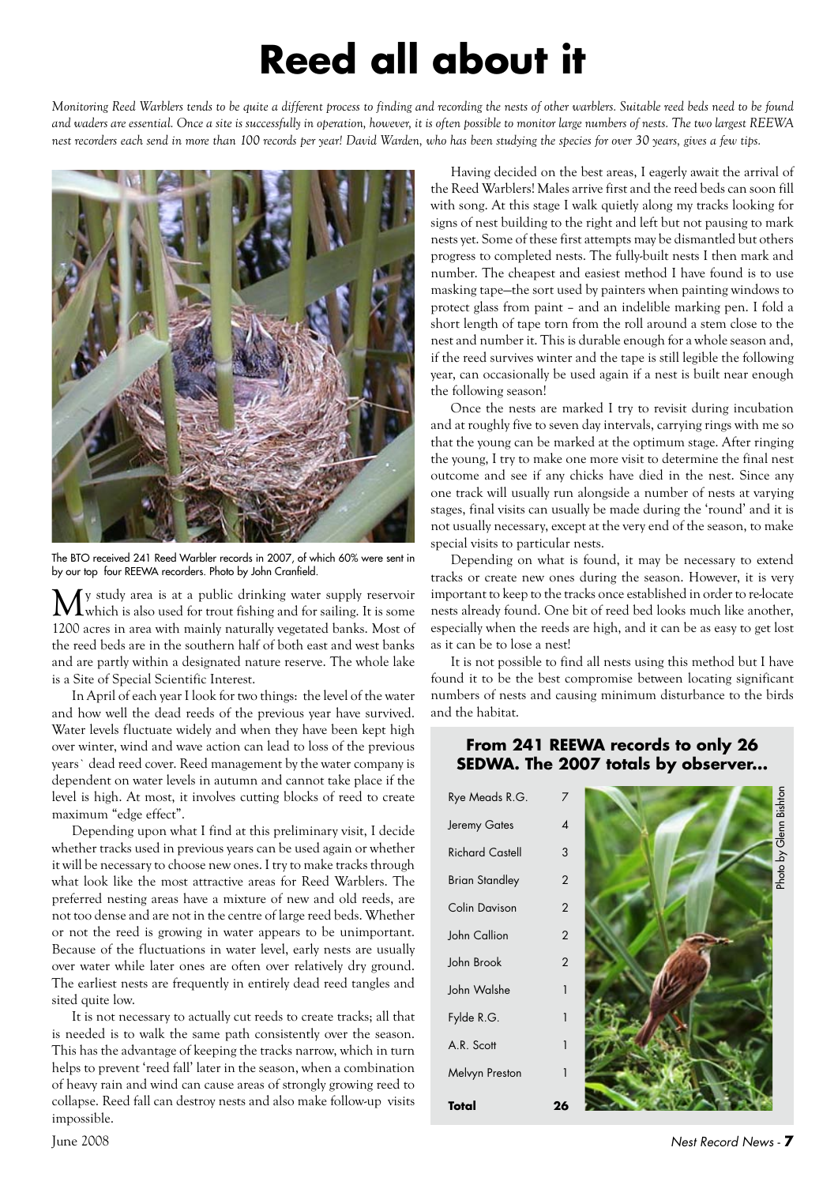# Reed all about it

*Monitoring Reed Warblers tends to be quite a different process to finding and recording the nests of other warblers. Suitable reed beds need to be found and waders are essential. Once a site is successfully in operation, however, it is often possible to monitor large numbers of nests. The two largest REEWA nest recorders each send in more than 100 records per year! David Warden, who has been studying the species for over 30 years, gives a few tips.*

The BTO received 241 Reed Warbler records in 2007, of which 60% were sent in by our top four REEWA recorders. Photo by John Cranfield.

My study area is at a public drinking water supply reservoir which is also used for trout fishing and for sailing. It is some 1200 acres in area with mainly naturally vegetated banks. Most of the reed beds are in the southern half of both east and west banks and are partly within a designated nature reserve. The whole lake is a Site of Special Scientific Interest.

In April of each year I look for two things: the level of the water and how well the dead reeds of the previous year have survived. Water levels fluctuate widely and when they have been kept high over winter, wind and wave action can lead to loss of the previous years` dead reed cover. Reed management by the water company is dependent on water levels in autumn and cannot take place if the level is high. At most, it involves cutting blocks of reed to create maximum "edge effect".

Depending upon what I find at this preliminary visit, I decide whether tracks used in previous years can be used again or whether it will be necessary to choose new ones. I try to make tracks through what look like the most attractive areas for Reed Warblers. The preferred nesting areas have a mixture of new and old reeds, are not too dense and are not in the centre of large reed beds. Whether or not the reed is growing in water appears to be unimportant. Because of the fluctuations in water level, early nests are usually over water while later ones are often over relatively dry ground. The earliest nests are frequently in entirely dead reed tangles and sited quite low.

It is not necessary to actually cut reeds to create tracks; all that is needed is to walk the same path consistently over the season. This has the advantage of keeping the tracks narrow, which in turn helps to prevent 'reed fall' later in the season, when a combination of heavy rain and wind can cause areas of strongly growing reed to collapse. Reed fall can destroy nests and also make follow-up visits impossible.

Having decided on the best areas, I eagerly await the arrival of the Reed Warblers! Males arrive first and the reed beds can soon fill with song. At this stage I walk quietly along my tracks looking for signs of nest building to the right and left but not pausing to mark nests yet. Some of these first attempts may be dismantled but others progress to completed nests. The fully-built nests I then mark and number. The cheapest and easiest method I have found is to use masking tape—the sort used by painters when painting windows to protect glass from paint – and an indelible marking pen. I fold a short length of tape torn from the roll around a stem close to the nest and number it. This is durable enough for a whole season and, if the reed survives winter and the tape is still legible the following year, can occasionally be used again if a nest is built near enough the following season!

Once the nests are marked I try to revisit during incubation and at roughly five to seven day intervals, carrying rings with me so that the young can be marked at the optimum stage. After ringing the young, I try to make one more visit to determine the final nest outcome and see if any chicks have died in the nest. Since any one track will usually run alongside a number of nests at varying stages, final visits can usually be made during the 'round' and it is not usually necessary, except at the very end of the season, to make special visits to particular nests.

Depending on what is found, it may be necessary to extend tracks or create new ones during the season. However, it is very important to keep to the tracks once established in order to re-locate nests already found. One bit of reed bed looks much like another, especially when the reeds are high, and it can be as easy to get lost as it can be to lose a nest!

It is not possible to find all nests using this method but I have found it to be the best compromise between locating significant numbers of nests and causing minimum disturbance to the birds and the habitat.

## From 241 REEWA records to only 26 SEDWA. The 2007 totals by observer...

| Observer | Records |
|---|---|
| Rye Meads R.G. | 7 |
| Jeremy Gates | 4 |
| Richard Castell | 3 |
| Brian Standley | 2 |
| Colin Davison | 2 |
| John Callion | 2 |
| John Brook | 2 |
| John Walshe | 1 |
| Fylde R.G. | 1 |
| A.R. Scott | 1 |
| Melvyn Preston | 1 |
| **Total** | **26** |

Photo by Glenn Bishton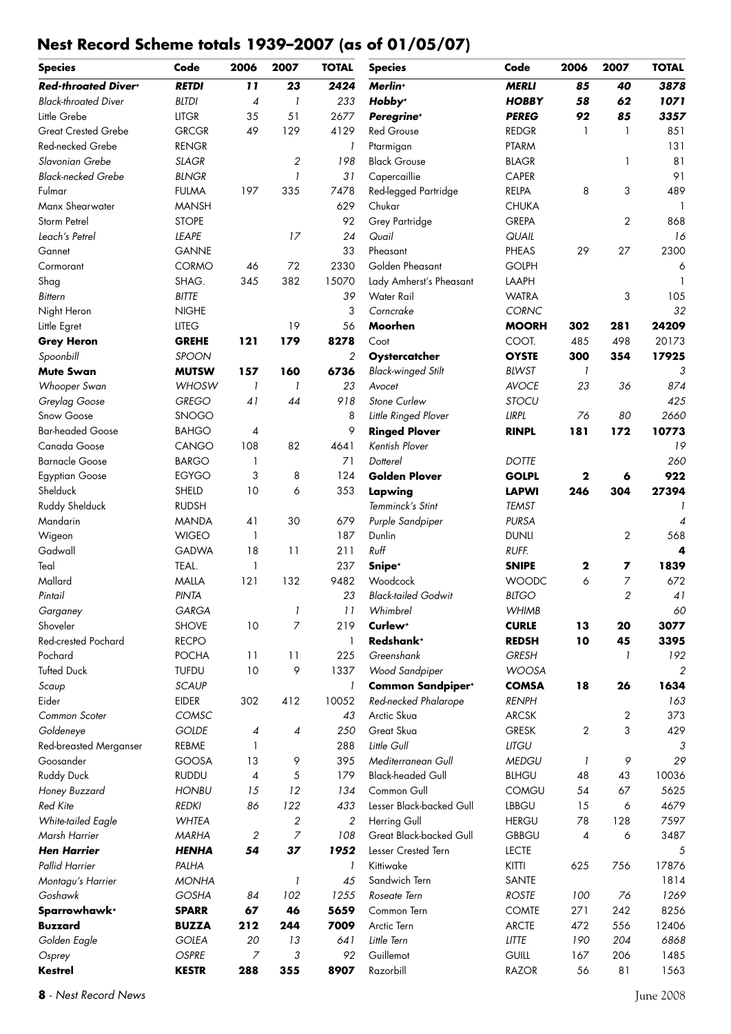## Nest Record Scheme totals 1939–2007 (as of 01/05/07)

| Species | Code | 2006 | 2007 | TOTAL |
|---|---|---|---|---|
| ***Red-throated Diver+*** | ***RETDI*** | ***11*** | ***23*** | ***2424*** |
| *Black-throated Diver* | *BLTDI* | *4* | *1* | *233* |
| Little Grebe | LITGR | 35 | 51 | 2677 |
| Great Crested Grebe | GRCGR | 49 | 129 | 4129 |
| Red-necked Grebe | RENGR | | | 1 |
| *Slavonian Grebe* | *SLAGR* | | *2* | *198* |
| *Black-necked Grebe* | *BLNGR* | | *1* | *31* |
| Fulmar | FULMA | 197 | 335 | 7478 |
| Manx Shearwater | MANSH | | | 629 |
| Storm Petrel | STOPE | | | 92 |
| *Leach's Petrel* | *LEAPE* | | *17* | *24* |
| Gannet | GANNE | | | 33 |
| Cormorant | CORMO | 46 | 72 | 2330 |
| Shag | SHAG. | 345 | 382 | 15070 |
| *Bittern* | *BITTE* | | | *39* |
| Night Heron | NIGHE | | | 3 |
| Little Egret | LITEG | | 19 | 56 |
| **Grey Heron** | **GREHE** | **121** | **179** | **8278** |
| *Spoonbill* | *SPOON* | | | *2* |
| **Mute Swan** | **MUTSW** | **157** | **160** | **6736** |
| *Whooper Swan* | *WHOSW* | *1* | *1* | *23* |
| *Greylag Goose* | *GREGO* | *41* | *44* | *918* |
| Snow Goose | SNOGO | | | 8 |
| Bar-headed Goose | BAHGO | 4 | | 9 |
| Canada Goose | CANGO | 108 | 82 | 4641 |
| Barnacle Goose | BARGO | 1 | | 71 |
| Egyptian Goose | EGYGO | 3 | 8 | 124 |
| Shelduck | SHELD | 10 | 6 | 353 |
| Ruddy Shelduck | RUDSH | | | |
| Mandarin | MANDA | 41 | 30 | 679 |
| Wigeon | WIGEO | 1 | | 187 |
| Gadwall | GADWA | 18 | 11 | 211 |
| Teal | TEAL. | 1 | | 237 |
| Mallard | MALLA | 121 | 132 | 9482 |
| *Pintail* | *PINTA* | | | *23* |
| *Garganey* | *GARGA* | | *1* | *11* |
| Shoveler | SHOVE | 10 | 7 | 219 |
| Red-crested Pochard | RECPO | | | 1 |
| Pochard | POCHA | 11 | 11 | 225 |
| Tufted Duck | TUFDU | 10 | 9 | 1337 |
| *Scaup* | *SCAUP* | | | *1* |
| Eider | EIDER | 302 | 412 | 10052 |
| *Common Scoter* | *COMSC* | | | *43* |
| *Goldeneye* | *GOLDE* | *4* | *4* | *250* |
| Red-breasted Merganser | REBME | 1 | | 288 |
| Goosander | GOOSA | 13 | 9 | 395 |
| Ruddy Duck | RUDDU | 4 | 5 | 179 |
| *Honey Buzzard* | *HONBU* | *15* | *12* | *134* |
| *Red Kite* | *REDKI* | *86* | *122* | *433* |
| *White-tailed Eagle* | *WHTEA* | | *2* | *2* |
| *Marsh Harrier* | *MARHA* | *2* | *7* | *108* |
| ***Hen Harrier*** | ***HENHA*** | ***54*** | ***37*** | ***1952*** |
| *Pallid Harrier* | *PALHA* | | | *1* |
| *Montagu's Harrier* | *MONHA* | | *1* | *45* |
| *Goshawk* | *GOSHA* | *84* | *102* | *1255* |
| **Sparrowhawk+** | **SPARR** | **67** | **46** | **5659** |
| **Buzzard** | **BUZZA** | **212** | **244** | **7009** |
| *Golden Eagle* | *GOLEA* | *20* | *13* | *641* |
| *Osprey* | *OSPRE* | *7* | *3* | *92* |
| **Kestrel** | **KESTR** | **288** | **355** | **8907** |
| ***Merlin+*** | ***MERLI*** | ***85*** | ***40*** | ***3878*** |
| ***Hobby+*** | ***HOBBY*** | ***58*** | ***62*** | ***1071*** |
| ***Peregrine+*** | ***PEREG*** | ***92*** | ***85*** | ***3357*** |
| Red Grouse | REDGR | 1 | 1 | 851 |
| Ptarmigan | PTARM | | | 131 |
| Black Grouse | BLAGR | | 1 | 81 |
| Capercaillie | CAPER | | | 91 |
| Red-legged Partridge | RELPA | 8 | 3 | 489 |
| Chukar | CHUKA | | | 1 |
| Grey Partridge | GREPA | | 2 | 868 |
| *Quail* | *QUAIL* | | | *16* |
| Pheasant | PHEAS | 29 | 27 | 2300 |
| Golden Pheasant | GOLPH | | | 6 |
| Lady Amherst's Pheasant | LAAPH | | | 1 |
| Water Rail | WATRA | | 3 | 105 |
| *Corncrake* | *CORNC* | | | *32* |
| **Moorhen** | **MOORH** | **302** | **281** | **24209** |
| Coot | COOT. | 485 | 498 | 20173 |
| **Oystercatcher** | **OYSTE** | **300** | **354** | **17925** |
| *Black-winged Stilt* | *BLWST* | *1* | | *3* |
| *Avocet* | *AVOCE* | *23* | *36* | *874* |
| *Stone Curlew* | *STOCU* | | | *425* |
| *Little Ringed Plover* | *LIRPL* | *76* | *80* | *2660* |
| **Ringed Plover** | **RINPL** | **181** | **172** | **10773** |
| *Kentish Plover* | | | | *19* |
| *Dotterel* | *DOTTE* | | | *260* |
| **Golden Plover** | **GOLPL** | **2** | **6** | **922** |
| **Lapwing** | **LAPWI** | **246** | **304** | **27394** |
| *Temminck's Stint* | *TEMST* | | | *1* |
| *Purple Sandpiper* | *PURSA* | | | *4* |
| Dunlin | DUNLI | | 2 | 568 |
| *Ruff* | *RUFF.* | | | **4** |
| **Snipe+** | **SNIPE** | **2** | **7** | **1839** |
| Woodcock | WOODC | 6 | *7* | *672* |
| *Black-tailed Godwit* | *BLTGO* | | *2* | *41* |
| *Whimbrel* | *WHIMB* | | | *60* |
| **Curlew+** | **CURLE** | **13** | **20** | **3077** |
| **Redshank+** | **REDSH** | **10** | **45** | **3395** |
| *Greenshank* | *GRESH* | | *1* | *192* |
| *Wood Sandpiper* | *WOOSA* | | | *2* |
| **Common Sandpiper+** | **COMSA** | **18** | **26** | **1634** |
| *Red-necked Phalarope* | *RENPH* | | | *163* |
| Arctic Skua | ARCSK | | 2 | 373 |
| Great Skua | GRESK | 2 | 3 | 429 |
| *Little Gull* | *LITGU* | | | *3* |
| *Mediterranean Gull* | *MEDGU* | *1* | *9* | *29* |
| Black-headed Gull | BLHGU | 48 | 43 | 10036 |
| Common Gull | COMGU | 54 | 67 | 5625 |
| Lesser Black-backed Gull | LBBGU | 15 | 6 | 4679 |
| Herring Gull | HERGU | 78 | 128 | 7597 |
| Great Black-backed Gull | GBBGU | 4 | 6 | 3487 |
| Lesser Crested Tern | LECTE | | | 5 |
| Kittiwake | KITTI | 625 | 756 | 17876 |
| Sandwich Tern | SANTE | | | 1814 |
| *Roseate Tern* | *ROSTE* | *100* | *76* | *1269* |
| Common Tern | COMTE | 271 | 242 | 8256 |
| Arctic Tern | ARCTE | 472 | 556 | 12406 |
| *Little Tern* | *LITTE* | *190* | *204* | *6868* |
| Guillemot | GUILL | 167 | 206 | 1485 |
| Razorbill | RAZOR | 56 | 81 | 1563 |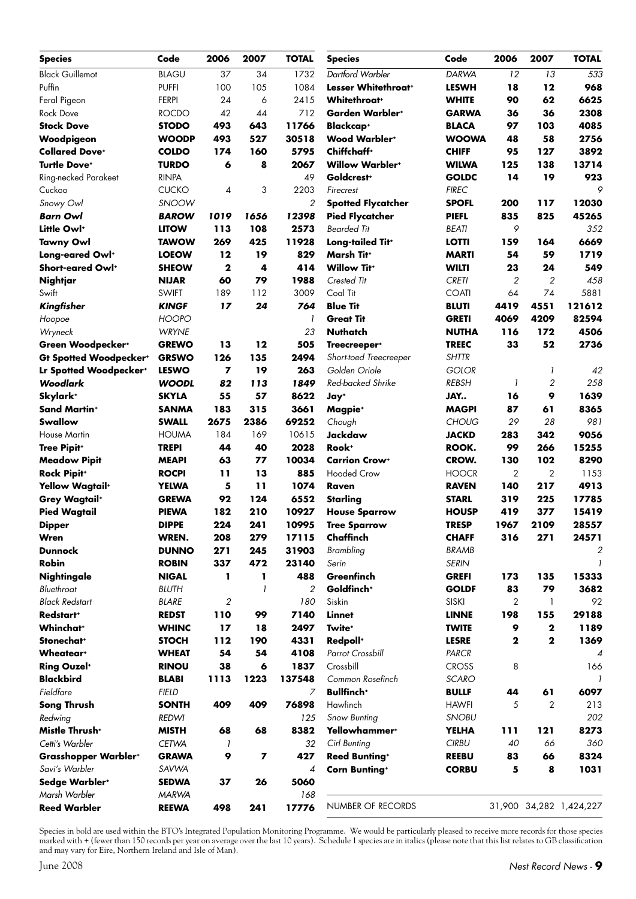| Species | Code | 2006 | 2007 | TOTAL |
|---|---|---|---|---|
| Black Guillemot | BLAGU | 37 | 34 | 1732 |
| Puffin | PUFFI | 100 | 105 | 1084 |
| Feral Pigeon | FERPI | 24 | 6 | 2415 |
| Rock Dove | ROCDO | 42 | 44 | 712 |
| **Stock Dove** | **STODO** | **493** | **643** | **11766** |
| **Woodpigeon** | **WOODP** | **493** | **527** | **30518** |
| **Collared Dove+** | **COLDO** | **174** | **160** | **5795** |
| **Turtle Dove+** | **TURDO** | **6** | **8** | **2067** |
| Ring-necked Parakeet | RINPA | | | 49 |
| Cuckoo | CUCKO | 4 | 3 | 2203 |
| *Snowy Owl* | *SNOOW* | | | *2* |
| ***Barn Owl*** | ***BAROW*** | ***1019*** | ***1656*** | ***12398*** |
| **Little Owl+** | **LITOW** | **113** | **108** | **2573** |
| **Tawny Owl** | **TAWOW** | **269** | **425** | **11928** |
| **Long-eared Owl+** | **LOEOW** | **12** | **19** | **829** |
| **Short-eared Owl+** | **SHEOW** | **2** | **4** | **414** |
| **Nightjar** | **NIJAR** | **60** | **79** | **1988** |
| Swift | SWIFT | 189 | 112 | 3009 |
| ***Kingfisher*** | ***KINGF*** | ***17*** | ***24*** | ***764*** |
| *Hoopoe* | *HOOPO* | | | *1* |
| *Wryneck* | *WRYNE* | | | *23* |
| **Green Woodpecker+** | **GREWO** | **13** | **12** | **505** |
| **Gt Spotted Woodpecker+** | **GRSWO** | **126** | **135** | **2494** |
| **Lr Spotted Woodpecker+** | **LESWO** | **7** | **19** | **263** |
| ***Woodlark*** | ***WOODL*** | ***82*** | ***113*** | ***1849*** |
| **Skylark+** | **SKYLA** | **55** | **57** | **8622** |
| **Sand Martin+** | **SANMA** | **183** | **315** | **3661** |
| **Swallow** | **SWALL** | **2675** | **2386** | **69252** |
| House Martin | HOUMA | 184 | 169 | 10615 |
| **Tree Pipit+** | **TREPI** | **44** | **40** | **2028** |
| **Meadow Pipit** | **MEAPI** | **63** | **77** | **10034** |
| **Rock Pipit+** | **ROCPI** | **11** | **13** | **885** |
| **Yellow Wagtail+** | **YELWA** | **5** | **11** | **1074** |
| **Grey Wagtail+** | **GREWA** | **92** | **124** | **6552** |
| **Pied Wagtail** | **PIEWA** | **182** | **210** | **10927** |
| **Dipper** | **DIPPE** | **224** | **241** | **10995** |
| **Wren** | **WREN.** | **208** | **279** | **17115** |
| **Dunnock** | **DUNNO** | **271** | **245** | **31903** |
| **Robin** | **ROBIN** | **337** | **472** | **23140** |
| **Nightingale** | **NIGAL** | **1** | **1** | **488** |
| *Bluethroat* | *BLUTH* | | *1* | *2* |
| *Black Redstart* | *BLARE* | *2* | | *180* |
| **Redstart+** | **REDST** | **110** | **99** | **7140** |
| **Whinchat+** | **WHINC** | **17** | **18** | **2497** |
| **Stonechat+** | **STOCH** | **112** | **190** | **4331** |
| **Wheatear+** | **WHEAT** | **54** | **54** | **4108** |
| **Ring Ouzel+** | **RINOU** | **38** | **6** | **1837** |
| **Blackbird** | **BLABI** | **1113** | **1223** | **137548** |
| *Fieldfare* | *FIELD* | | | *7* |
| **Song Thrush** | **SONTH** | **409** | **409** | **76898** |
| *Redwing* | *REDWI* | | | *125* |
| **Mistle Thrush+** | **MISTH** | **68** | **68** | **8382** |
| *Cetti's Warbler* | *CETWA* | *1* | | *32* |
| **Grasshopper Warbler+** | **GRAWA** | **9** | **7** | **427** |
| *Savi's Warbler* | *SAVWA* | | | *4* |
| **Sedge Warbler+** | **SEDWA** | **37** | **26** | **5060** |
| *Marsh Warbler* | *MARWA* | | | *168* |
| **Reed Warbler** | **REEWA** | **498** | **241** | **17776** |
| *Dartford Warbler* | *DARWA* | *12* | *13* | *533* |
| **Lesser Whitethroat+** | **LESWH** | **18** | **12** | **968** |
| **Whitethroat+** | **WHITE** | **90** | **62** | **6625** |
| **Garden Warbler+** | **GARWA** | **36** | **36** | **2308** |
| **Blackcap+** | **BLACA** | **97** | **103** | **4085** |
| **Wood Warbler+** | **WOOWA** | **48** | **58** | **2756** |
| **Chiffchaff+** | **CHIFF** | **95** | **127** | **3892** |
| **Willow Warbler+** | **WILWA** | **125** | **138** | **13714** |
| **Goldcrest+** | **GOLDC** | **14** | **19** | **923** |
| *Firecrest* | *FIREC* | | | *9* |
| **Spotted Flycatcher** | **SPOFL** | **200** | **117** | **12030** |
| **Pied Flycatcher** | **PIEFL** | **835** | **825** | **45265** |
| *Bearded Tit* | *BEATI* | *9* | | *352* |
| **Long-tailed Tit+** | **LOTTI** | **159** | **164** | **6669** |
| **Marsh Tit+** | **MARTI** | **54** | **59** | **1719** |
| **Willow Tit+** | **WILTI** | **23** | **24** | **549** |
| *Crested Tit* | *CRETI* | *2* | *2* | *458* |
| Coal Tit | COATI | 64 | 74 | 5881 |
| **Blue Tit** | **BLUTI** | **4419** | **4551** | **121612** |
| **Great Tit** | **GRETI** | **4069** | **4209** | **82594** |
| **Nuthatch** | **NUTHA** | **116** | **172** | **4506** |
| **Treecreeper+** | **TREEC** | **33** | **52** | **2736** |
| *Short-toed Treecreeper* | *SHTTR* | | | |
| *Golden Oriole* | *GOLOR* | | *1* | *42* |
| *Red-backed Shrike* | *REBSH* | *1* | *2* | *258* |
| **Jay+** | **JAY..** | **16** | **9** | **1639** |
| **Magpie+** | **MAGPI** | **87** | **61** | **8365** |
| *Chough* | *CHOUG* | *29* | *28* | *981* |
| **Jackdaw** | **JACKD** | **283** | **342** | **9056** |
| **Rook+** | **ROOK.** | **99** | **266** | **15255** |
| **Carrion Crow+** | **CROW.** | **130** | **102** | **8290** |
| Hooded Crow | HOOCR | 2 | 2 | 1153 |
| **Raven** | **RAVEN** | **140** | **217** | **4913** |
| **Starling** | **STARL** | **319** | **225** | **17785** |
| **House Sparrow** | **HOUSP** | **419** | **377** | **15419** |
| **Tree Sparrow** | **TRESP** | **1967** | **2109** | **28557** |
| **Chaffinch** | **CHAFF** | **316** | **271** | **24571** |
| *Brambling* | *BRAMB* | | | *2* |
| *Serin* | *SERIN* | | | *1* |
| **Greenfinch** | **GREFI** | **173** | **135** | **15333** |
| **Goldfinch+** | **GOLDF** | **83** | **79** | **3682** |
| Siskin | SISKI | 2 | 1 | 92 |
| **Linnet** | **LINNE** | **198** | **155** | **29188** |
| **Twite+** | **TWITE** | **9** | **2** | **1189** |
| **Redpoll+** | **LESRE** | **2** | **2** | **1369** |
| *Parrot Crossbill* | *PARCR* | | | *4* |
| Crossbill | CROSS | 8 | | 166 |
| *Common Rosefinch* | *SCARO* | | | *1* |
| **Bullfinch+** | **BULLF** | **44** | **61** | **6097** |
| Hawfinch | HAWFI | 5 | 2 | 213 |
| *Snow Bunting* | *SNOBU* | | | *202* |
| **Yellowhammer+** | **YELHA** | **111** | **121** | **8273** |
| *Cirl Bunting* | *CIRBU* | *40* | *66* | *360* |
| **Reed Bunting+** | **REEBU** | **83** | **66** | **8324** |
| **Corn Bunting+** | **CORBU** | **5** | **8** | **1031** |
| NUMBER OF RECORDS | | 31,900 | 34,282 | 1,424,227 |

Species in bold are used within the BTO's Integrated Population Monitoring Programme. We would be particularly pleased to receive more records for those species marked with + (fewer than 150 records per year on average over the last 10 years). Schedule 1 species are in italics (please note that this list relates to GB classification and may vary for Eire, Northern Ireland and Isle of Man).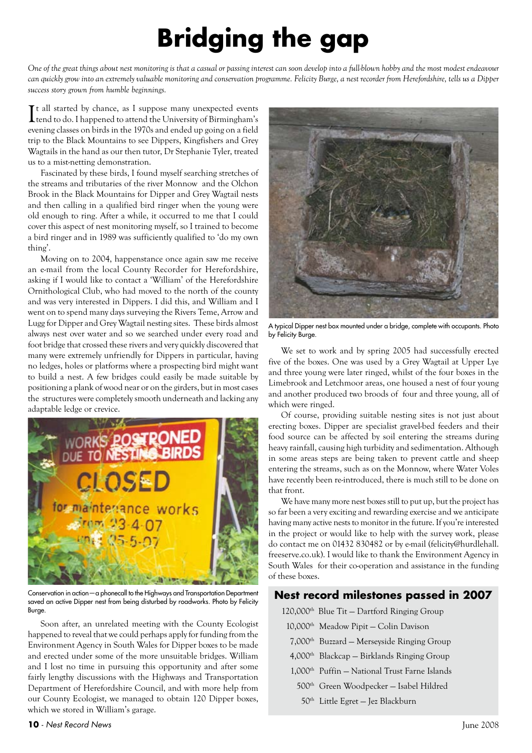# Bridging the gap

*One of the great things about nest monitoring is that a casual or passing interest can soon develop into a full-blown hobby and the most modest endeavour can quickly grow into an extremely valuable monitoring and conservation programme. Felicity Burge, a nest recorder from Herefordshire, tells us a Dipper success story grown from humble beginnings.*

It all started by chance, as I suppose many unexpected events tend to do. I happened to attend the University of Birmingham's evening classes on birds in the 1970s and ended up going on a field trip to the Black Mountains to see Dippers, Kingfishers and Grey Wagtails in the hand as our then tutor, Dr Stephanie Tyler, treated us to a mist-netting demonstration.

Fascinated by these birds, I found myself searching stretches of the streams and tributaries of the river Monnow and the Olchon Brook in the Black Mountains for Dipper and Grey Wagtail nests and then calling in a qualified bird ringer when the young were old enough to ring. After a while, it occurred to me that I could cover this aspect of nest monitoring myself, so I trained to become a bird ringer and in 1989 was sufficiently qualified to 'do my own thing'.

Moving on to 2004, happenstance once again saw me receive an e-mail from the local County Recorder for Herefordshire, asking if I would like to contact a 'William' of the Herefordshire Ornithological Club, who had moved to the north of the county and was very interested in Dippers. I did this, and William and I went on to spend many days surveying the Rivers Teme, Arrow and Lugg for Dipper and Grey Wagtail nesting sites. These birds almost always nest over water and so we searched under every road and foot bridge that crossed these rivers and very quickly discovered that many were extremely unfriendly for Dippers in particular, having no ledges, holes or platforms where a prospecting bird might want to build a nest. A few bridges could easily be made suitable by positioning a plank of wood near or on the girders, but in most cases the structures were completely smooth underneath and lacking any adaptable ledge or crevice.

Conservation in action—a phonecall to the Highways and Transportation Department saved an active Dipper nest from being disturbed by roadworks. Photo by Felicity Burge.

Soon after, an unrelated meeting with the County Ecologist happened to reveal that we could perhaps apply for funding from the Environment Agency in South Wales for Dipper boxes to be made and erected under some of the more unsuitable bridges. William and I lost no time in pursuing this opportunity and after some fairly lengthy discussions with the Highways and Transportation Department of Herefordshire Council, and with more help from our County Ecologist, we managed to obtain 120 Dipper boxes, which we stored in William's garage.

A typical Dipper nest box mounted under a bridge, complete with occupants. Photo by Felicity Burge.

We set to work and by spring 2005 had successfully erected five of the boxes. One was used by a Grey Wagtail at Upper Lye and three young were later ringed, whilst of the four boxes in the Limebrook and Letchmoor areas, one housed a nest of four young and another produced two broods of four and three young, all of which were ringed.

Of course, providing suitable nesting sites is not just about erecting boxes. Dipper are specialist gravel-bed feeders and their food source can be affected by soil entering the streams during heavy rainfall, causing high turbidity and sedimentation. Although in some areas steps are being taken to prevent cattle and sheep entering the streams, such as on the Monnow, where Water Voles have recently been re-introduced, there is much still to be done on that front.

We have many more nest boxes still to put up, but the project has so far been a very exciting and rewarding exercise and we anticipate having many active nests to monitor in the future. If you're interested in the project or would like to help with the survey work, please do contact me on 01432 830482 or by e-mail (felicity@hurdlehall.freeserve.co.uk). I would like to thank the Environment Agency in South Wales for their co-operation and assistance in the funding of these boxes.

## Nest record milestones passed in 2007

- 120,000th Blue Tit – Dartford Ringing Group
- 10,000th Meadow Pipit – Colin Davison
- 7,000th Buzzard – Merseyside Ringing Group
- 4,000th Blackcap – Birklands Ringing Group
- 1,000th Puffin – National Trust Farne Islands
- 500th Green Woodpecker – Isabel Hildred
- 50th Little Egret – Jez Blackburn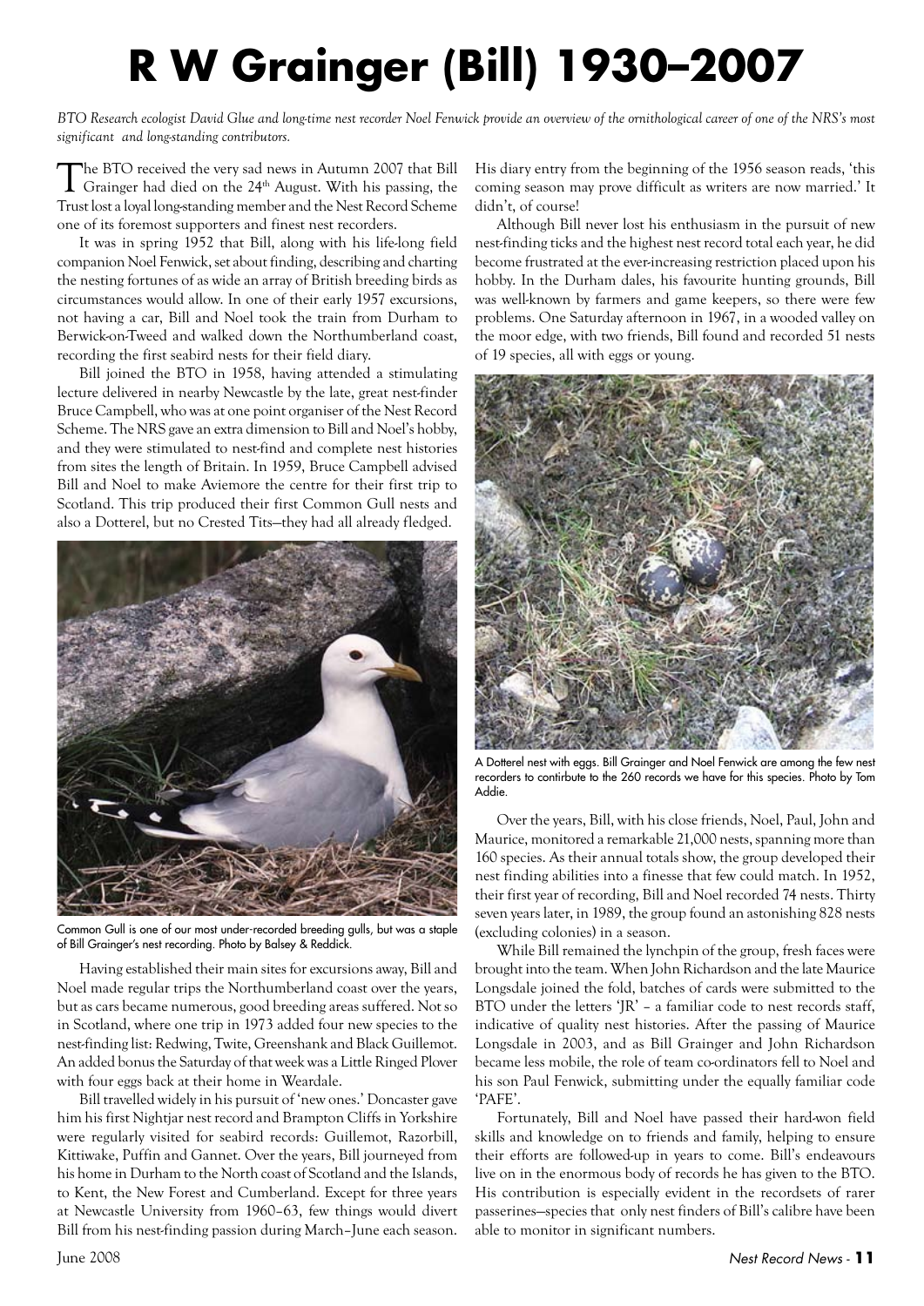# R W Grainger (Bill) 1930–2007

*BTO Research ecologist David Glue and long-time nest recorder Noel Fenwick provide an overview of the ornithological career of one of the NRS's most significant and long-standing contributors.*

The BTO received the very sad news in Autumn 2007 that Bill Grainger had died on the 24th August. With his passing, the Trust lost a loyal long-standing member and the Nest Record Scheme one of its foremost supporters and finest nest recorders.

It was in spring 1952 that Bill, along with his life-long field companion Noel Fenwick, set about finding, describing and charting the nesting fortunes of as wide an array of British breeding birds as circumstances would allow. In one of their early 1957 excursions, not having a car, Bill and Noel took the train from Durham to Berwick-on-Tweed and walked down the Northumberland coast, recording the first seabird nests for their field diary.

Bill joined the BTO in 1958, having attended a stimulating lecture delivered in nearby Newcastle by the late, great nest-finder Bruce Campbell, who was at one point organiser of the Nest Record Scheme. The NRS gave an extra dimension to Bill and Noel's hobby, and they were stimulated to nest-find and complete nest histories from sites the length of Britain. In 1959, Bruce Campbell advised Bill and Noel to make Aviemore the centre for their first trip to Scotland. This trip produced their first Common Gull nests and also a Dotterel, but no Crested Tits—they had all already fledged.

Common Gull is one of our most under-recorded breeding gulls, but was a staple of Bill Grainger's nest recording. Photo by Balsey & Reddick.

Having established their main sites for excursions away, Bill and Noel made regular trips the Northumberland coast over the years, but as cars became numerous, good breeding areas suffered. Not so in Scotland, where one trip in 1973 added four new species to the nest-finding list: Redwing, Twite, Greenshank and Black Guillemot. An added bonus the Saturday of that week was a Little Ringed Plover with four eggs back at their home in Weardale.

Bill travelled widely in his pursuit of 'new ones.' Doncaster gave him his first Nightjar nest record and Brampton Cliffs in Yorkshire were regularly visited for seabird records: Guillemot, Razorbill, Kittiwake, Puffin and Gannet. Over the years, Bill journeyed from his home in Durham to the North coast of Scotland and the Islands, to Kent, the New Forest and Cumberland. Except for three years at Newcastle University from 1960–63, few things would divert Bill from his nest-finding passion during March–June each season. His diary entry from the beginning of the 1956 season reads, 'this coming season may prove difficult as writers are now married.' It didn't, of course!

Although Bill never lost his enthusiasm in the pursuit of new nest-finding ticks and the highest nest record total each year, he did become frustrated at the ever-increasing restriction placed upon his hobby. In the Durham dales, his favourite hunting grounds, Bill was well-known by farmers and game keepers, so there were few problems. One Saturday afternoon in 1967, in a wooded valley on the moor edge, with two friends, Bill found and recorded 51 nests of 19 species, all with eggs or young.

A Dotterel nest with eggs. Bill Grainger and Noel Fenwick are among the few nest recorders to contirbute to the 260 records we have for this species. Photo by Tom Addie.

Over the years, Bill, with his close friends, Noel, Paul, John and Maurice, monitored a remarkable 21,000 nests, spanning more than 160 species. As their annual totals show, the group developed their nest finding abilities into a finesse that few could match. In 1952, their first year of recording, Bill and Noel recorded 74 nests. Thirty seven years later, in 1989, the group found an astonishing 828 nests (excluding colonies) in a season.

While Bill remained the lynchpin of the group, fresh faces were brought into the team. When John Richardson and the late Maurice Longsdale joined the fold, batches of cards were submitted to the BTO under the letters 'JR' – a familiar code to nest records staff, indicative of quality nest histories. After the passing of Maurice Longsdale in 2003, and as Bill Grainger and John Richardson became less mobile, the role of team co-ordinators fell to Noel and his son Paul Fenwick, submitting under the equally familiar code 'PAFE'.

Fortunately, Bill and Noel have passed their hard-won field skills and knowledge on to friends and family, helping to ensure their efforts are followed-up in years to come. Bill's endeavours live on in the enormous body of records he has given to the BTO. His contribution is especially evident in the recordsets of rarer passerines—species that only nest finders of Bill's calibre have been able to monitor in significant numbers.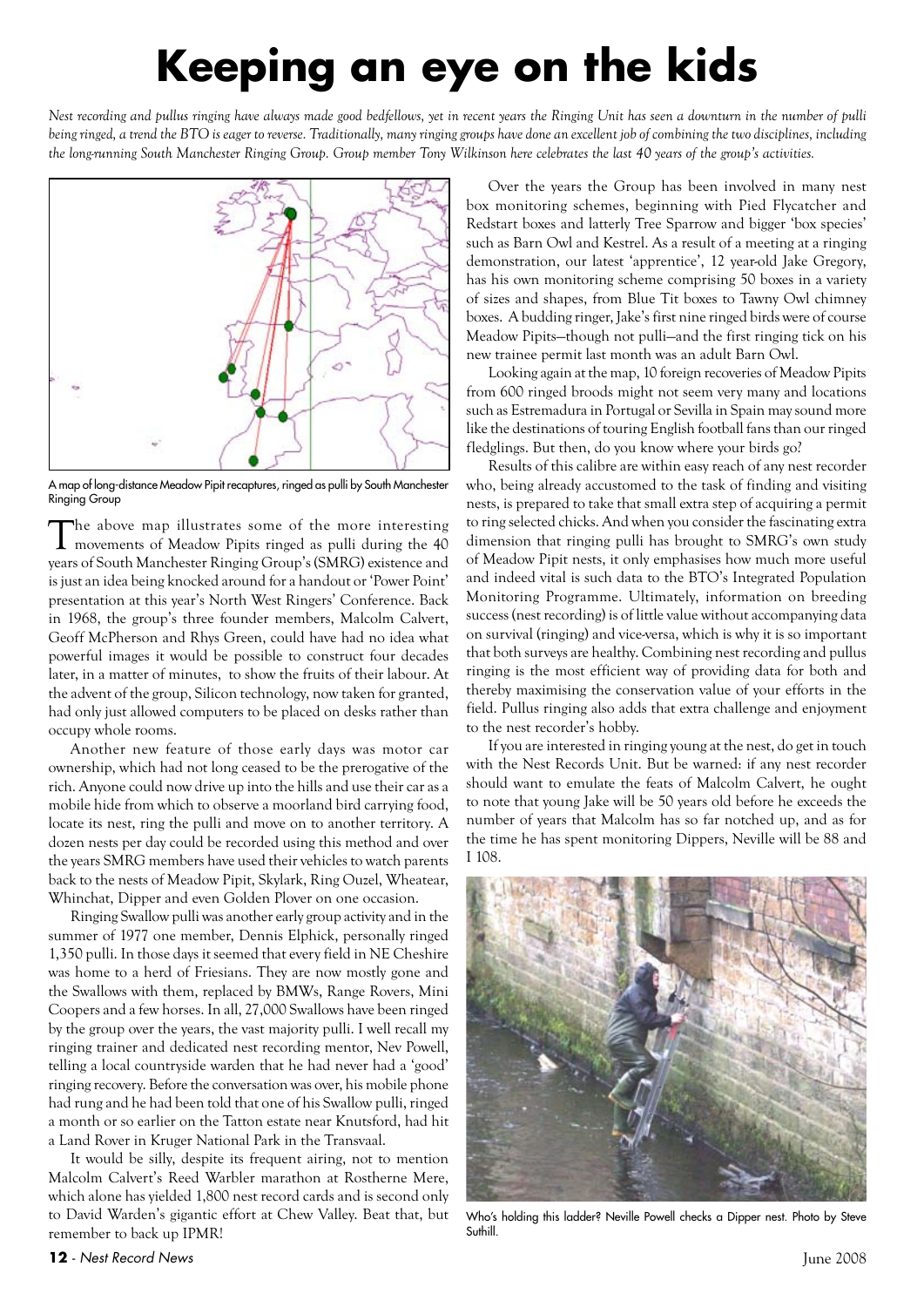# Keeping an eye on the kids

*Nest recording and pullus ringing have always made good bedfellows, yet in recent years the Ringing Unit has seen a downturn in the number of pulli being ringed, a trend the BTO is eager to reverse. Traditionally, many ringing groups have done an excellent job of combining the two disciplines, including the long-running South Manchester Ringing Group. Group member Tony Wilkinson here celebrates the last 40 years of the group's activities.*

A map of long-distance Meadow Pipit recaptures, ringed as pulli by South Manchester Ringing Group

The above map illustrates some of the more interesting movements of Meadow Pipits ringed as pulli during the 40 years of South Manchester Ringing Group's (SMRG) existence and is just an idea being knocked around for a handout or 'Power Point' presentation at this year's North West Ringers' Conference. Back in 1968, the group's three founder members, Malcolm Calvert, Geoff McPherson and Rhys Green, could have had no idea what powerful images it would be possible to construct four decades later, in a matter of minutes, to show the fruits of their labour. At the advent of the group, Silicon technology, now taken for granted, had only just allowed computers to be placed on desks rather than occupy whole rooms.

Another new feature of those early days was motor car ownership, which had not long ceased to be the prerogative of the rich. Anyone could now drive up into the hills and use their car as a mobile hide from which to observe a moorland bird carrying food, locate its nest, ring the pulli and move on to another territory. A dozen nests per day could be recorded using this method and over the years SMRG members have used their vehicles to watch parents back to the nests of Meadow Pipit, Skylark, Ring Ouzel, Wheatear, Whinchat, Dipper and even Golden Plover on one occasion.

Ringing Swallow pulli was another early group activity and in the summer of 1977 one member, Dennis Elphick, personally ringed 1,350 pulli. In those days it seemed that every field in NE Cheshire was home to a herd of Friesians. They are now mostly gone and the Swallows with them, replaced by BMWs, Range Rovers, Mini Coopers and a few horses. In all, 27,000 Swallows have been ringed by the group over the years, the vast majority pulli. I well recall my ringing trainer and dedicated nest recording mentor, Nev Powell, telling a local countryside warden that he had never had a 'good' ringing recovery. Before the conversation was over, his mobile phone had rung and he had been told that one of his Swallow pulli, ringed a month or so earlier on the Tatton estate near Knutsford, had hit a Land Rover in Kruger National Park in the Transvaal.

It would be silly, despite its frequent airing, not to mention Malcolm Calvert's Reed Warbler marathon at Rostherne Mere, which alone has yielded 1,800 nest record cards and is second only to David Warden's gigantic effort at Chew Valley. Beat that, but remember to back up IPMR!

Over the years the Group has been involved in many nest box monitoring schemes, beginning with Pied Flycatcher and Redstart boxes and latterly Tree Sparrow and bigger 'box species' such as Barn Owl and Kestrel. As a result of a meeting at a ringing demonstration, our latest 'apprentice', 12 year-old Jake Gregory, has his own monitoring scheme comprising 50 boxes in a variety of sizes and shapes, from Blue Tit boxes to Tawny Owl chimney boxes. A budding ringer, Jake's first nine ringed birds were of course Meadow Pipits—though not pulli—and the first ringing tick on his new trainee permit last month was an adult Barn Owl.

Looking again at the map, 10 foreign recoveries of Meadow Pipits from 600 ringed broods might not seem very many and locations such as Estremadura in Portugal or Sevilla in Spain may sound more like the destinations of touring English football fans than our ringed fledglings. But then, do you know where your birds go?

Results of this calibre are within easy reach of any nest recorder who, being already accustomed to the task of finding and visiting nests, is prepared to take that small extra step of acquiring a permit to ring selected chicks. And when you consider the fascinating extra dimension that ringing pulli has brought to SMRG's own study of Meadow Pipit nests, it only emphasises how much more useful and indeed vital is such data to the BTO's Integrated Population Monitoring Programme. Ultimately, information on breeding success (nest recording) is of little value without accompanying data on survival (ringing) and vice-versa, which is why it is so important that both surveys are healthy. Combining nest recording and pullus ringing is the most efficient way of providing data for both and thereby maximising the conservation value of your efforts in the field. Pullus ringing also adds that extra challenge and enjoyment to the nest recorder's hobby.

If you are interested in ringing young at the nest, do get in touch with the Nest Records Unit. But be warned: if any nest recorder should want to emulate the feats of Malcolm Calvert, he ought to note that young Jake will be 50 years old before he exceeds the number of years that Malcolm has so far notched up, and as for the time he has spent monitoring Dippers, Neville will be 88 and I 108.

Who's holding this ladder? Neville Powell checks a Dipper nest. Photo by Steve Suthill.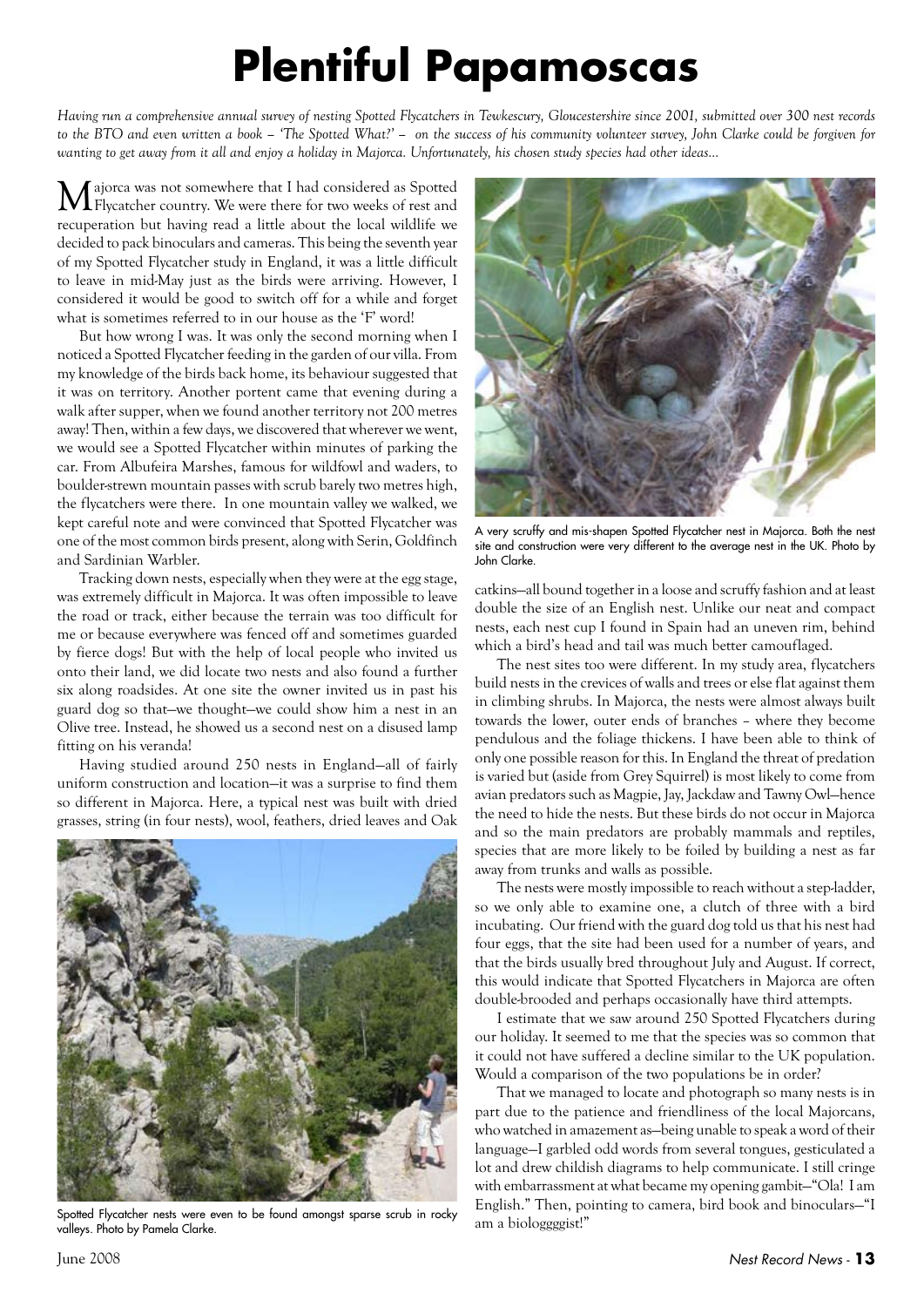# Plentiful Papamoscas

*Having run a comprehensive annual survey of nesting Spotted Flycatchers in Tewkescury, Gloucestershire since 2001, submitted over 300 nest records to the BTO and even written a book – 'The Spotted What?' – on the success of his community volunteer survey, John Clarke could be forgiven for wanting to get away from it all and enjoy a holiday in Majorca. Unfortunately, his chosen study species had other ideas...*

Majorca was not somewhere that I had considered as Spotted Flycatcher country. We were there for two weeks of rest and recuperation but having read a little about the local wildlife we decided to pack binoculars and cameras. This being the seventh year of my Spotted Flycatcher study in England, it was a little difficult to leave in mid-May just as the birds were arriving. However, I considered it would be good to switch off for a while and forget what is sometimes referred to in our house as the 'F' word!

But how wrong I was. It was only the second morning when I noticed a Spotted Flycatcher feeding in the garden of our villa. From my knowledge of the birds back home, its behaviour suggested that it was on territory. Another portent came that evening during a walk after supper, when we found another territory not 200 metres away! Then, within a few days, we discovered that wherever we went, we would see a Spotted Flycatcher within minutes of parking the car. From Albufeira Marshes, famous for wildfowl and waders, to boulder-strewn mountain passes with scrub barely two metres high, the flycatchers were there. In one mountain valley we walked, we kept careful note and were convinced that Spotted Flycatcher was one of the most common birds present, along with Serin, Goldfinch and Sardinian Warbler.

Tracking down nests, especially when they were at the egg stage, was extremely difficult in Majorca. It was often impossible to leave the road or track, either because the terrain was too difficult for me or because everywhere was fenced off and sometimes guarded by fierce dogs! But with the help of local people who invited us onto their land, we did locate two nests and also found a further six along roadsides. At one site the owner invited us in past his guard dog so that—we thought—we could show him a nest in an Olive tree. Instead, he showed us a second nest on a disused lamp fitting on his veranda!

Having studied around 250 nests in England—all of fairly uniform construction and location—it was a surprise to find them so different in Majorca. Here, a typical nest was built with dried grasses, string (in four nests), wool, feathers, dried leaves and Oak catkins—all bound together in a loose and scruffy fashion and at least double the size of an English nest. Unlike our neat and compact nests, each nest cup I found in Spain had an uneven rim, behind which a bird's head and tail was much better camouflaged.

Spotted Flycatcher nests were even to be found amongst sparse scrub in rocky valleys. Photo by Pamela Clarke.

A very scruffy and mis-shapen Spotted Flycatcher nest in Majorca. Both the nest site and construction were very different to the average nest in the UK. Photo by John Clarke.

The nest sites too were different. In my study area, flycatchers build nests in the crevices of walls and trees or else flat against them in climbing shrubs. In Majorca, the nests were almost always built towards the lower, outer ends of branches – where they become pendulous and the foliage thickens. I have been able to think of only one possible reason for this. In England the threat of predation is varied but (aside from Grey Squirrel) is most likely to come from avian predators such as Magpie, Jay, Jackdaw and Tawny Owl—hence the need to hide the nests. But these birds do not occur in Majorca and so the main predators are probably mammals and reptiles, species that are more likely to be foiled by building a nest as far away from trunks and walls as possible.

The nests were mostly impossible to reach without a step-ladder, so we only able to examine one, a clutch of three with a bird incubating. Our friend with the guard dog told us that his nest had four eggs, that the site had been used for a number of years, and that the birds usually bred throughout July and August. If correct, this would indicate that Spotted Flycatchers in Majorca are often double-brooded and perhaps occasionally have third attempts.

I estimate that we saw around 250 Spotted Flycatchers during our holiday. It seemed to me that the species was so common that it could not have suffered a decline similar to the UK population. Would a comparison of the two populations be in order?

That we managed to locate and photograph so many nests is in part due to the patience and friendliness of the local Majorcans, who watched in amazement as—being unable to speak a word of their language—I garbled odd words from several tongues, gesticulated a lot and drew childish diagrams to help communicate. I still cringe with embarrassment at what became my opening gambit—"Ola! I am English." Then, pointing to camera, bird book and binoculars—"I am a biologggist!"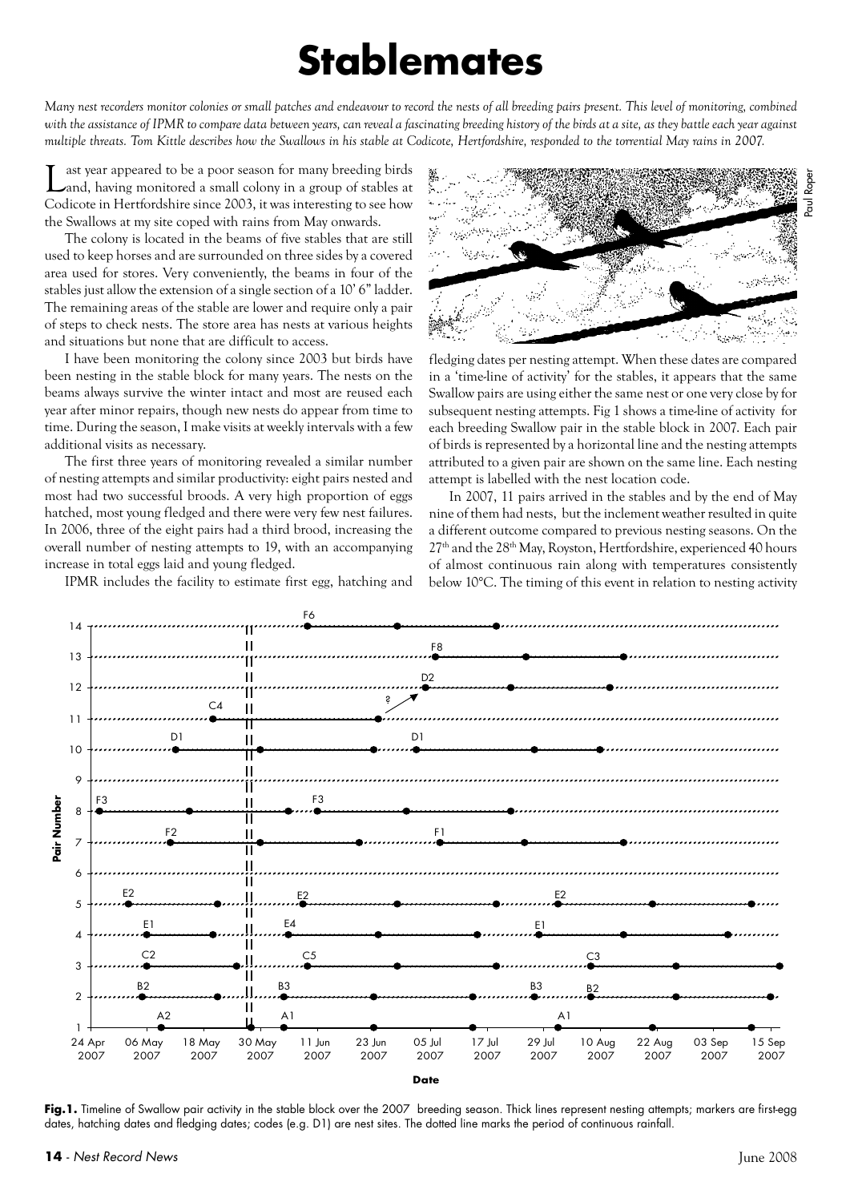# Stablemates

*Many nest recorders monitor colonies or small patches and endeavour to record the nests of all breeding pairs present. This level of monitoring, combined with the assistance of IPMR to compare data between years, can reveal a fascinating breeding history of the birds at a site, as they battle each year against multiple threats. Tom Kittle describes how the Swallows in his stable at Codicote, Hertfordshire, responded to the torrential May rains in 2007.*

Last year appeared to be a poor season for many breeding birds and, having monitored a small colony in a group of stables at Codicote in Hertfordshire since 2003, it was interesting to see how the Swallows at my site coped with rains from May onwards.

The colony is located in the beams of five stables that are still used to keep horses and are surrounded on three sides by a covered area used for stores. Very conveniently, the beams in four of the stables just allow the extension of a single section of a 10' 6" ladder. The remaining areas of the stable are lower and require only a pair of steps to check nests. The store area has nests at various heights and situations but none that are difficult to access.

I have been monitoring the colony since 2003 but birds have been nesting in the stable block for many years. The nests on the beams always survive the winter intact and most are reused each year after minor repairs, though new nests do appear from time to time. During the season, I make visits at weekly intervals with a few additional visits as necessary.

The first three years of monitoring revealed a similar number of nesting attempts and similar productivity: eight pairs nested and most had two successful broods. A very high proportion of eggs hatched, most young fledged and there were very few nest failures. In 2006, three of the eight pairs had a third brood, increasing the overall number of nesting attempts to 19, with an accompanying increase in total eggs laid and young fledged.

IPMR includes the facility to estimate first egg, hatching and fledging dates per nesting attempt. When these dates are compared in a 'time-line of activity' for the stables, it appears that the same Swallow pairs are using either the same nest or one very close by for subsequent nesting attempts. Fig 1 shows a time-line of activity for each breeding Swallow pair in the stable block in 2007. Each pair of birds is represented by a horizontal line and the nesting attempts attributed to a given pair are shown on the same line. Each nesting attempt is labelled with the nest location code.

In 2007, 11 pairs arrived in the stables and by the end of May nine of them had nests, but the inclement weather resulted in quite a different outcome compared to previous nesting seasons. On the 27th and the 28th May, Royston, Hertfordshire, experienced 40 hours of almost continuous rain along with temperatures consistently below 10°C. The timing of this event in relation to nesting activity

**Fig.1.** Timeline of Swallow pair activity in the stable block over the 2007 breeding season. Thick lines represent nesting attempts; markers are first-egg dates, hatching dates and fledging dates; codes (e.g. D1) are nest sites. The dotted line marks the period of continuous rainfall.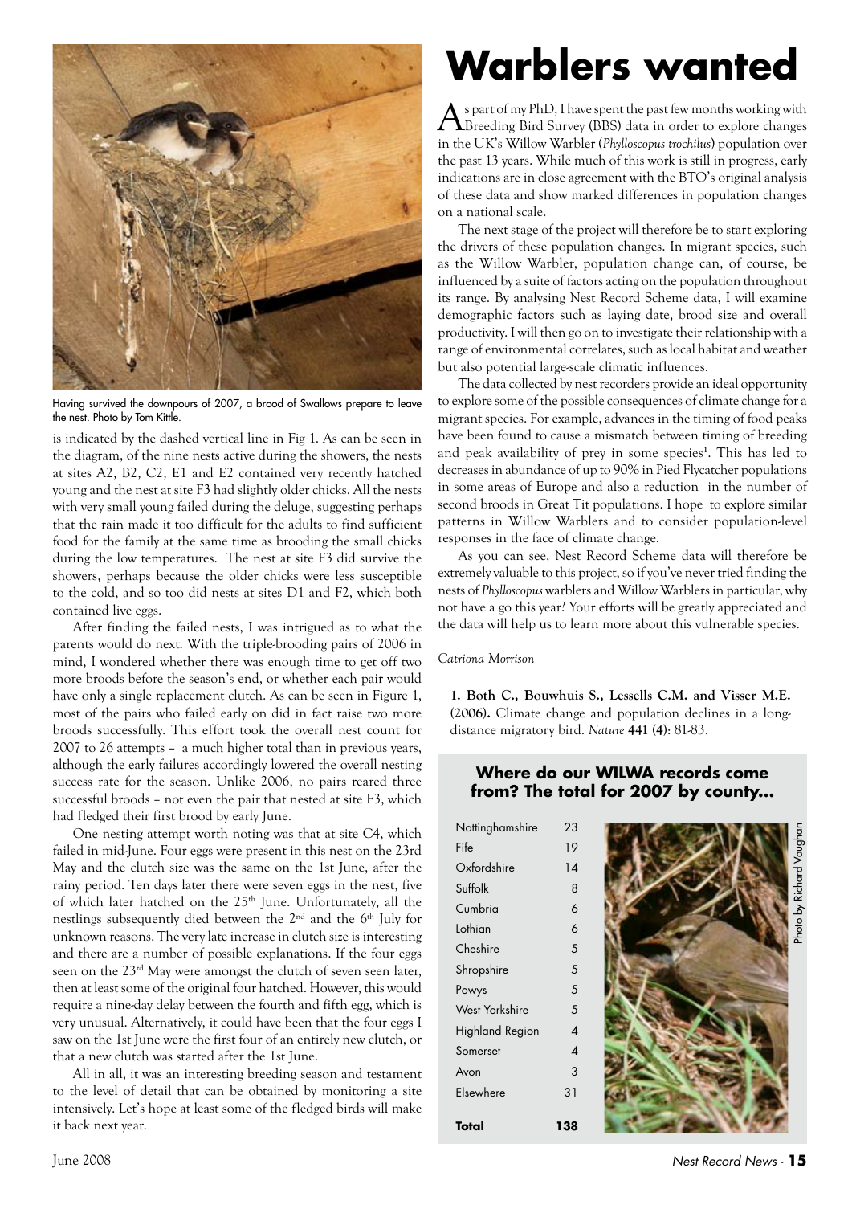Having survived the downpours of 2007, a brood of Swallows prepare to leave the nest. Photo by Tom Kittle.

is indicated by the dashed vertical line in Fig 1. As can be seen in the diagram, of the nine nests active during the showers, the nests at sites A2, B2, C2, E1 and E2 contained very recently hatched young and the nest at site F3 had slightly older chicks. All the nests with very small young failed during the deluge, suggesting perhaps that the rain made it too difficult for the adults to find sufficient food for the family at the same time as brooding the small chicks during the low temperatures. The nest at site F3 did survive the showers, perhaps because the older chicks were less susceptible to the cold, and so too did nests at sites D1 and F2, which both contained live eggs.

After finding the failed nests, I was intrigued as to what the parents would do next. With the triple-brooding pairs of 2006 in mind, I wondered whether there was enough time to get off two more broods before the season's end, or whether each pair would have only a single replacement clutch. As can be seen in Figure 1, most of the pairs who failed early on did in fact raise two more broods successfully. This effort took the overall nest count for 2007 to 26 attempts – a much higher total than in previous years, although the early failures accordingly lowered the overall nesting success rate for the season. Unlike 2006, no pairs reared three successful broods – not even the pair that nested at site F3, which had fledged their first brood by early June.

One nesting attempt worth noting was that at site C4, which failed in mid-June. Four eggs were present in this nest on the 23rd May and the clutch size was the same on the 1st June, after the rainy period. Ten days later there were seven eggs in the nest, five of which later hatched on the 25th June. Unfortunately, all the nestlings subsequently died between the 2nd and the 6th July for unknown reasons. The very late increase in clutch size is interesting and there are a number of possible explanations. If the four eggs seen on the 23rd May were amongst the clutch of seven seen later, then at least some of the original four hatched. However, this would require a nine-day delay between the fourth and fifth egg, which is very unusual. Alternatively, it could have been that the four eggs I saw on the 1st June were the first four of an entirely new clutch, or that a new clutch was started after the 1st June.

All in all, it was an interesting breeding season and testament to the level of detail that can be obtained by monitoring a site intensively. Let's hope at least some of the fledged birds will make it back next year.

# Warblers wanted

As part of my PhD, I have spent the past few months working with Breeding Bird Survey (BBS) data in order to explore changes in the UK's Willow Warbler (*Phylloscopus trochilus*) population over the past 13 years. While much of this work is still in progress, early indications are in close agreement with the BTO's original analysis of these data and show marked differences in population changes on a national scale.

The next stage of the project will therefore be to start exploring the drivers of these population changes. In migrant species, such as the Willow Warbler, population change can, of course, be influenced by a suite of factors acting on the population throughout its range. By analysing Nest Record Scheme data, I will examine demographic factors such as laying date, brood size and overall productivity. I will then go on to investigate their relationship with a range of environmental correlates, such as local habitat and weather but also potential large-scale climatic influences.

The data collected by nest recorders provide an ideal opportunity to explore some of the possible consequences of climate change for a migrant species. For example, advances in the timing of food peaks have been found to cause a mismatch between timing of breeding and peak availability of prey in some species[1]. This has led to decreases in abundance of up to 90% in Pied Flycatcher populations in some areas of Europe and also a reduction in the number of second broods in Great Tit populations. I hope to explore similar patterns in Willow Warblers and to consider population-level responses in the face of climate change.

As you can see, Nest Record Scheme data will therefore be extremely valuable to this project, so if you've never tried finding the nests of *Phylloscopus* warblers and Willow Warblers in particular, why not have a go this year? Your efforts will be greatly appreciated and the data will help us to learn more about this vulnerable species.

*Catriona Morrison*

**1. Both C., Bouwhuis S., Lessells C.M. and Visser M.E. (2006).** Climate change and population declines in a long-distance migratory bird. *Nature* **441 (4)**: 81-83.

### Where do our WILWA records come from? The total for 2007 by county...

| County | Records |
|---|---|
| Nottinghamshire | 23 |
| Fife | 19 |
| Oxfordshire | 14 |
| Suffolk | 8 |
| Cumbria | 6 |
| Lothian | 6 |
| Cheshire | 5 |
| Shropshire | 5 |
| Powys | 5 |
| West Yorkshire | 5 |
| Highland Region | 4 |
| Somerset | 4 |
| Avon | 3 |
| Elsewhere | 31 |
| **Total** | **138** |

Photo by Richard Vaughan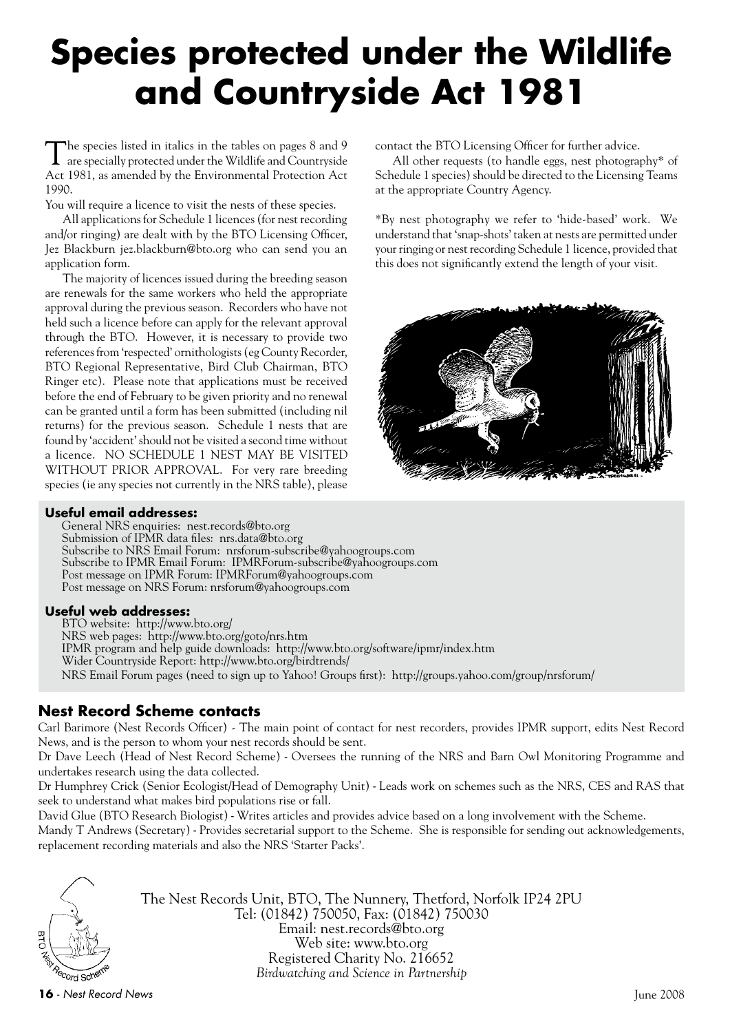# Species protected under the Wildlife and Countryside Act 1981

The species listed in italics in the tables on pages 8 and 9 are specially protected under the Wildlife and Countryside Act 1981, as amended by the Environmental Protection Act 1990.

You will require a licence to visit the nests of these species.

All applications for Schedule 1 licences (for nest recording and/or ringing) are dealt with by the BTO Licensing Officer, Jez Blackburn jez.blackburn@bto.org who can send you an application form.

The majority of licences issued during the breeding season are renewals for the same workers who held the appropriate approval during the previous season. Recorders who have not held such a licence before can apply for the relevant approval through the BTO. However, it is necessary to provide two references from 'respected' ornithologists (eg County Recorder, BTO Regional Representative, Bird Club Chairman, BTO Ringer etc). Please note that applications must be received before the end of February to be given priority and no renewal can be granted until a form has been submitted (including nil returns) for the previous season. Schedule 1 nests that are found by 'accident' should not be visited a second time without a licence. NO SCHEDULE 1 NEST MAY BE VISITED WITHOUT PRIOR APPROVAL. For very rare breeding species (ie any species not currently in the NRS table), please contact the BTO Licensing Officer for further advice.

All other requests (to handle eggs, nest photography* of Schedule 1 species) should be directed to the Licensing Teams at the appropriate Country Agency.

*By nest photography we refer to 'hide-based' work. We understand that 'snap-shots' taken at nests are permitted under your ringing or nest recording Schedule 1 licence, provided that this does not significantly extend the length of your visit.

**Useful email addresses:**

General NRS enquiries: nest.records@bto.org
Submission of IPMR data files: nrs.data@bto.org
Subscribe to NRS Email Forum: nrsforum-subscribe@yahoogroups.com
Subscribe to IPMR Email Forum: IPMRForum-subscribe@yahoogroups.com
Post message on IPMR Forum: IPMRForum@yahoogroups.com
Post message on NRS Forum: nrsforum@yahoogroups.com

**Useful web addresses:**

BTO website: http://www.bto.org/
NRS web pages: http://www.bto.org/goto/nrs.htm
IPMR program and help guide downloads: http://www.bto.org/software/ipmr/index.htm
Wider Countryside Report: http://www.bto.org/birdtrends/
NRS Email Forum pages (need to sign up to Yahoo! Groups first): http://groups.yahoo.com/group/nrsforum/

## Nest Record Scheme contacts

Carl Barimore (Nest Records Officer) - The main point of contact for nest recorders, provides IPMR support, edits Nest Record News, and is the person to whom your nest records should be sent.

Dr Dave Leech (Head of Nest Record Scheme) - Oversees the running of the NRS and Barn Owl Monitoring Programme and undertakes research using the data collected.

Dr Humphrey Crick (Senior Ecologist/Head of Demography Unit) - Leads work on schemes such as the NRS, CES and RAS that seek to understand what makes bird populations rise or fall.

David Glue (BTO Research Biologist) - Writes articles and provides advice based on a long involvement with the Scheme.

Mandy T Andrews (Secretary) - Provides secretarial support to the Scheme. She is responsible for sending out acknowledgements, replacement recording materials and also the NRS 'Starter Packs'.

The Nest Records Unit, BTO, The Nunnery, Thetford, Norfolk IP24 2PU
Tel: (01842) 750050, Fax: (01842) 750030
Email: nest.records@bto.org
Web site: www.bto.org
Registered Charity No. 216652
*Birdwatching and Science in Partnership*